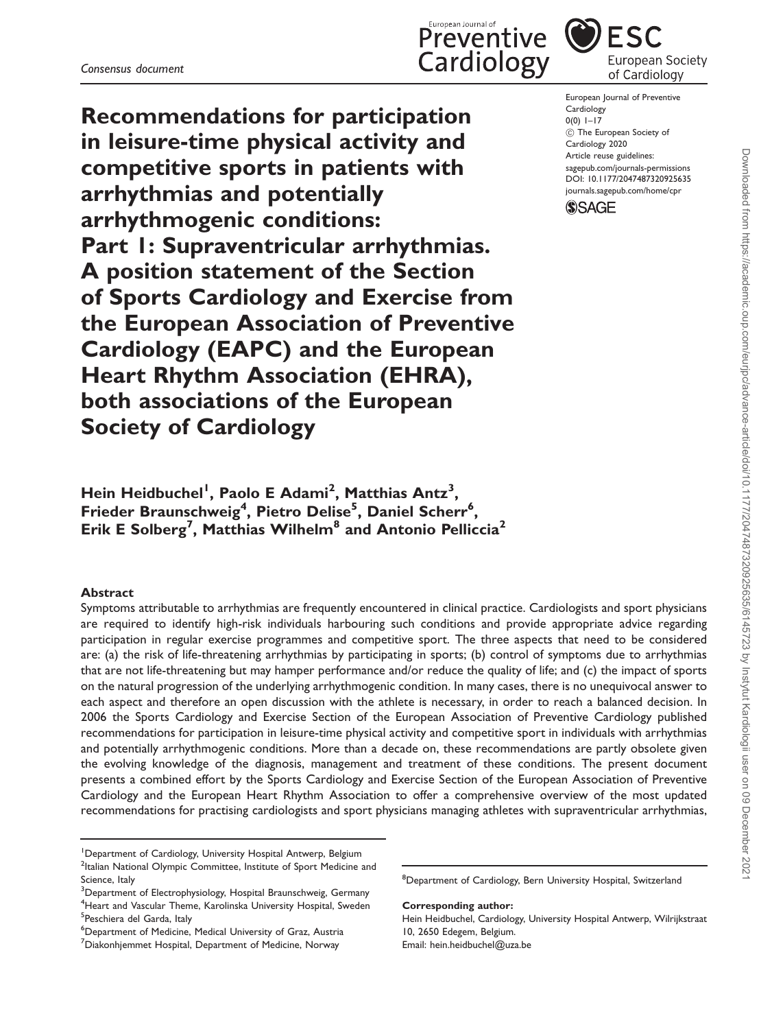*Consensus document*

# Recommendations for participation in leisure-time physical activity and competitive sports in patients with arrhythmias and potentially arrhythmogenic conditions: Part 1: Supraventricular arrhythmias. A position statement of the Section of Sports Cardiology and Exercise from the European Association of Preventive Cardiology (EAPC) and the European Heart Rhythm Association (EHRA), both associations of the European Society of Cardiology

European Journal of Preventive Cardiology
0(0) 1–17
© The European Society of Cardiology 2020
Article reuse guidelines: sagepub.com/journals-permissions
DOI: 10.1177/2047487320925635
journals.sagepub.com/home/cpr

**Hein Heidbuchel[1], Paolo E Adami[2], Matthias Antz[3], Frieder Braunschweig[4], Pietro Delise[5], Daniel Scherr[6], Erik E Solberg[7], Matthias Wilhelm[8] and Antonio Pelliccia[2]**

## Abstract

Symptoms attributable to arrhythmias are frequently encountered in clinical practice. Cardiologists and sport physicians are required to identify high-risk individuals harbouring such conditions and provide appropriate advice regarding participation in regular exercise programmes and competitive sport. The three aspects that need to be considered are: (a) the risk of life-threatening arrhythmias by participating in sports; (b) control of symptoms due to arrhythmias that are not life-threatening but may hamper performance and/or reduce the quality of life; and (c) the impact of sports on the natural progression of the underlying arrhythmogenic condition. In many cases, there is no unequivocal answer to each aspect and therefore an open discussion with the athlete is necessary, in order to reach a balanced decision. In 2006 the Sports Cardiology and Exercise Section of the European Association of Preventive Cardiology published recommendations for participation in leisure-time physical activity and competitive sport in individuals with arrhythmias and potentially arrhythmogenic conditions. More than a decade on, these recommendations are partly obsolete given the evolving knowledge of the diagnosis, management and treatment of these conditions. The present document presents a combined effort by the Sports Cardiology and Exercise Section of the European Association of Preventive Cardiology and the European Heart Rhythm Association to offer a comprehensive overview of the most updated recommendations for practising cardiologists and sport physicians managing athletes with supraventricular arrhythmias,

[1]Department of Cardiology, University Hospital Antwerp, Belgium
[2]Italian National Olympic Committee, Institute of Sport Medicine and Science, Italy
[3]Department of Electrophysiology, Hospital Braunschweig, Germany
[4]Heart and Vascular Theme, Karolinska University Hospital, Sweden
[5]Peschiera del Garda, Italy
[6]Department of Medicine, Medical University of Graz, Austria
[7]Diakonhjemmet Hospital, Department of Medicine, Norway
[8]Department of Cardiology, Bern University Hospital, Switzerland

**Corresponding author:**
Hein Heidbuchel, Cardiology, University Hospital Antwerp, Wilrijkstraat 10, 2650 Edegem, Belgium.
Email: hein.heidbuchel@uza.be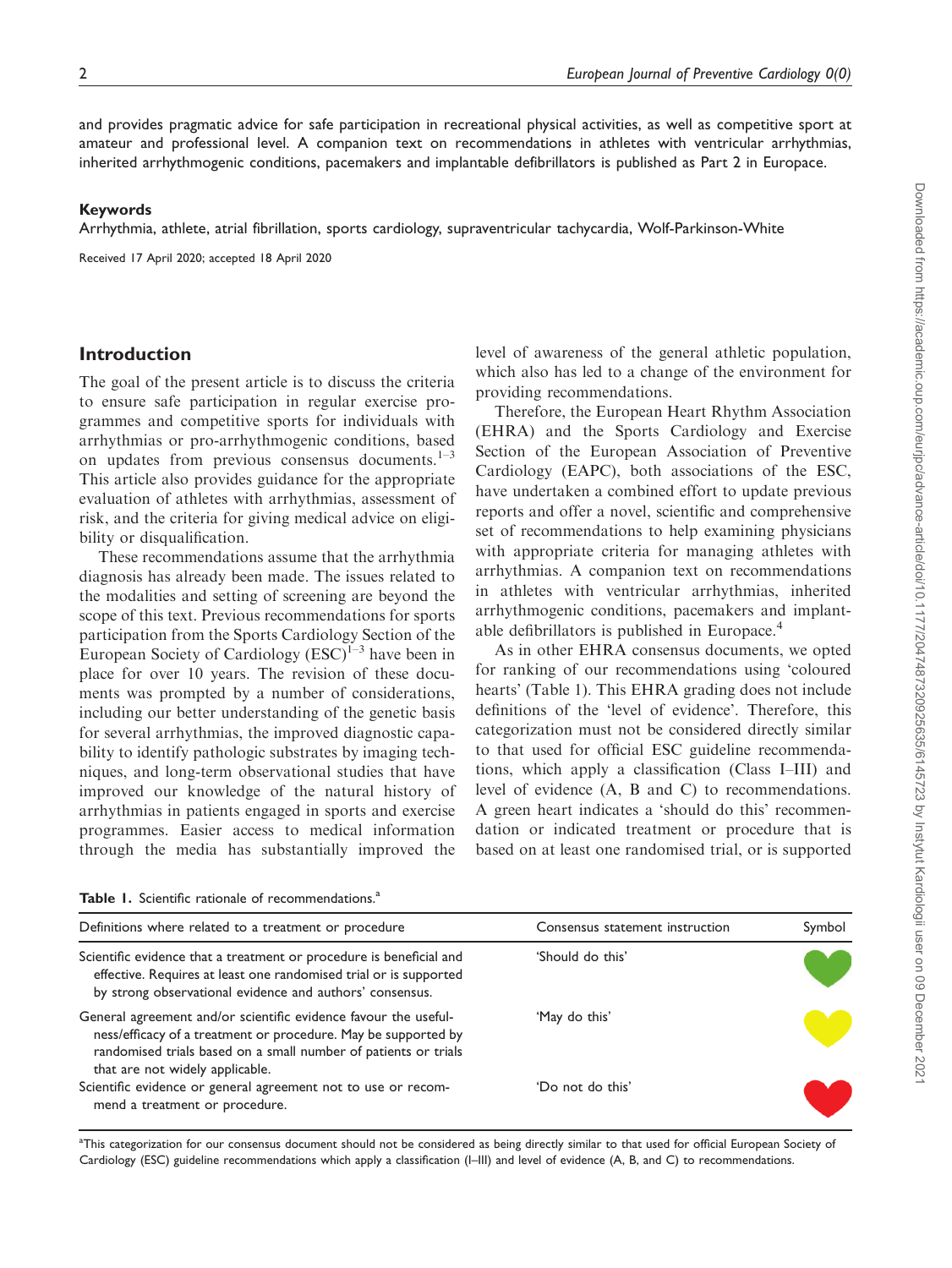and provides pragmatic advice for safe participation in recreational physical activities, as well as competitive sport at amateur and professional level. A companion text on recommendations in athletes with ventricular arrhythmias, inherited arrhythmogenic conditions, pacemakers and implantable defibrillators is published as Part 2 in Europace.

#### Keywords

Arrhythmia, athlete, atrial fibrillation, sports cardiology, supraventricular tachycardia, Wolf-Parkinson-White

Received 17 April 2020; accepted 18 April 2020

## Introduction

The goal of the present article is to discuss the criteria to ensure safe participation in regular exercise programmes and competitive sports for individuals with arrhythmias or pro-arrhythmogenic conditions, based on updates from previous consensus documents.[1–3] This article also provides guidance for the appropriate evaluation of athletes with arrhythmias, assessment of risk, and the criteria for giving medical advice on eligibility or disqualification.

These recommendations assume that the arrhythmia diagnosis has already been made. The issues related to the modalities and setting of screening are beyond the scope of this text. Previous recommendations for sports participation from the Sports Cardiology Section of the European Society of Cardiology (ESC)[1–3] have been in place for over 10 years. The revision of these documents was prompted by a number of considerations, including our better understanding of the genetic basis for several arrhythmias, the improved diagnostic capability to identify pathologic substrates by imaging techniques, and long-term observational studies that have improved our knowledge of the natural history of arrhythmias in patients engaged in sports and exercise programmes. Easier access to medical information through the media has substantially improved the level of awareness of the general athletic population, which also has led to a change of the environment for providing recommendations.

Therefore, the European Heart Rhythm Association (EHRA) and the Sports Cardiology and Exercise Section of the European Association of Preventive Cardiology (EAPC), both associations of the ESC, have undertaken a combined effort to update previous reports and offer a novel, scientific and comprehensive set of recommendations to help examining physicians with appropriate criteria for managing athletes with arrhythmias. A companion text on recommendations in athletes with ventricular arrhythmias, inherited arrhythmogenic conditions, pacemakers and implantable defibrillators is published in Europace.[4]

As in other EHRA consensus documents, we opted for ranking of our recommendations using 'coloured hearts' (Table 1). This EHRA grading does not include definitions of the 'level of evidence'. Therefore, this categorization must not be considered directly similar to that used for official ESC guideline recommendations, which apply a classification (Class I–III) and level of evidence (A, B and C) to recommendations. A green heart indicates a 'should do this' recommendation or indicated treatment or procedure that is based on at least one randomised trial, or is supported

**Table 1.** Scientific rationale of recommendations.[a]

| Definitions where related to a treatment or procedure | Consensus statement instruction | Symbol |
|---|---|---|
| Scientific evidence that a treatment or procedure is beneficial and effective. Requires at least one randomised trial or is supported by strong observational evidence and authors' consensus. | 'Should do this' | Green heart |
| General agreement and/or scientific evidence favour the usefulness/efficacy of a treatment or procedure. May be supported by randomised trials based on a small number of patients or trials that are not widely applicable. | 'May do this' | Yellow heart |
| Scientific evidence or general agreement not to use or recommend a treatment or procedure. | 'Do not do this' | Red heart |

[a]This categorization for our consensus document should not be considered as being directly similar to that used for official European Society of Cardiology (ESC) guideline recommendations which apply a classification (I–III) and level of evidence (A, B, and C) to recommendations.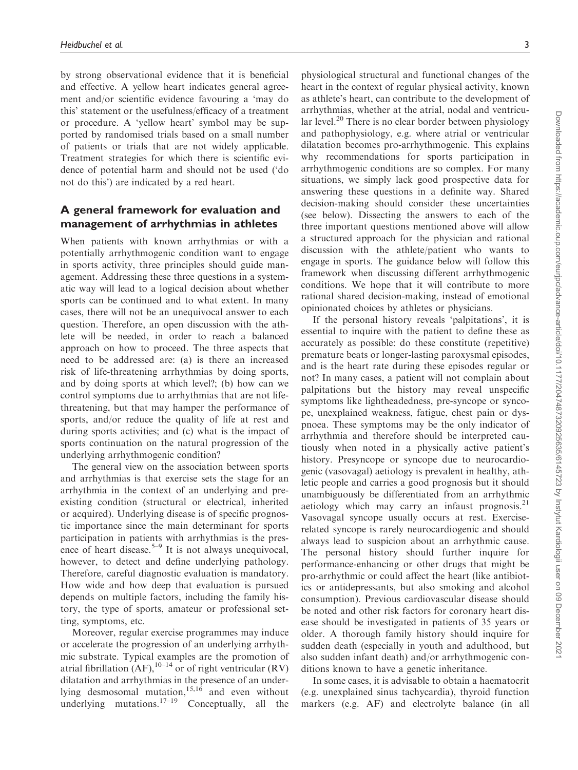by strong observational evidence that it is beneficial and effective. A yellow heart indicates general agreement and/or scientific evidence favouring a 'may do this' statement or the usefulness/efficacy of a treatment or procedure. A 'yellow heart' symbol may be supported by randomised trials based on a small number of patients or trials that are not widely applicable. Treatment strategies for which there is scientific evidence of potential harm and should not be used ('do not do this') are indicated by a red heart.

## A general framework for evaluation and management of arrhythmias in athletes

When patients with known arrhythmias or with a potentially arrhythmogenic condition want to engage in sports activity, three principles should guide management. Addressing these three questions in a systematic way will lead to a logical decision about whether sports can be continued and to what extent. In many cases, there will not be an unequivocal answer to each question. Therefore, an open discussion with the athlete will be needed, in order to reach a balanced approach on how to proceed. The three aspects that need to be addressed are: (a) is there an increased risk of life-threatening arrhythmias by doing sports, and by doing sports at which level?; (b) how can we control symptoms due to arrhythmias that are not life-threatening, but that may hamper the performance of sports, and/or reduce the quality of life at rest and during sports activities; and (c) what is the impact of sports continuation on the natural progression of the underlying arrhythmogenic condition?

The general view on the association between sports and arrhythmias is that exercise sets the stage for an arrhythmia in the context of an underlying and preexisting condition (structural or electrical, inherited or acquired). Underlying disease is of specific prognostic importance since the main determinant for sports participation in patients with arrhythmias is the presence of heart disease.[5–9] It is not always unequivocal, however, to detect and define underlying pathology. Therefore, careful diagnostic evaluation is mandatory. How wide and how deep that evaluation is pursued depends on multiple factors, including the family history, the type of sports, amateur or professional setting, symptoms, etc.

Moreover, regular exercise programmes may induce or accelerate the progression of an underlying arrhythmic substrate. Typical examples are the promotion of atrial fibrillation (AF),[10–14] or of right ventricular (RV) dilatation and arrhythmias in the presence of an underlying desmosomal mutation,[15,16] and even without underlying mutations.[17–19] Conceptually, all the physiological structural and functional changes of the heart in the context of regular physical activity, known as athlete's heart, can contribute to the development of arrhythmias, whether at the atrial, nodal and ventricular level.[20] There is no clear border between physiology and pathophysiology, e.g. where atrial or ventricular dilatation becomes pro-arrhythmogenic. This explains why recommendations for sports participation in arrhythmogenic conditions are so complex. For many situations, we simply lack good prospective data for answering these questions in a definite way. Shared decision-making should consider these uncertainties (see below). Dissecting the answers to each of the three important questions mentioned above will allow a structured approach for the physician and rational discussion with the athlete/patient who wants to engage in sports. The guidance below will follow this framework when discussing different arrhythmogenic conditions. We hope that it will contribute to more rational shared decision-making, instead of emotional opinionated choices by athletes or physicians.

If the personal history reveals 'palpitations', it is essential to inquire with the patient to define these as accurately as possible: do these constitute (repetitive) premature beats or longer-lasting paroxysmal episodes, and is the heart rate during these episodes regular or not? In many cases, a patient will not complain about palpitations but the history may reveal unspecific symptoms like lightheadedness, pre-syncope or syncope, unexplained weakness, fatigue, chest pain or dyspnoea. These symptoms may be the only indicator of arrhythmia and therefore should be interpreted cautiously when noted in a physically active patient's history. Presyncope or syncope due to neurocardiogenic (vasovagal) aetiology is prevalent in healthy, athletic people and carries a good prognosis but it should unambiguously be differentiated from an arrhythmic aetiology which may carry an infaust prognosis.[21] Vasovagal syncope usually occurs at rest. Exercise-related syncope is rarely neurocardiogenic and should always lead to suspicion about an arrhythmic cause. The personal history should further inquire for performance-enhancing or other drugs that might be pro-arrhythmic or could affect the heart (like antibiotics or antidepressants, but also smoking and alcohol consumption). Previous cardiovascular disease should be noted and other risk factors for coronary heart disease should be investigated in patients of 35 years or older. A thorough family history should inquire for sudden death (especially in youth and adulthood, but also sudden infant death) and/or arrhythmogenic conditions known to have a genetic inheritance.

In some cases, it is advisable to obtain a haematocrit (e.g. unexplained sinus tachycardia), thyroid function markers (e.g. AF) and electrolyte balance (in all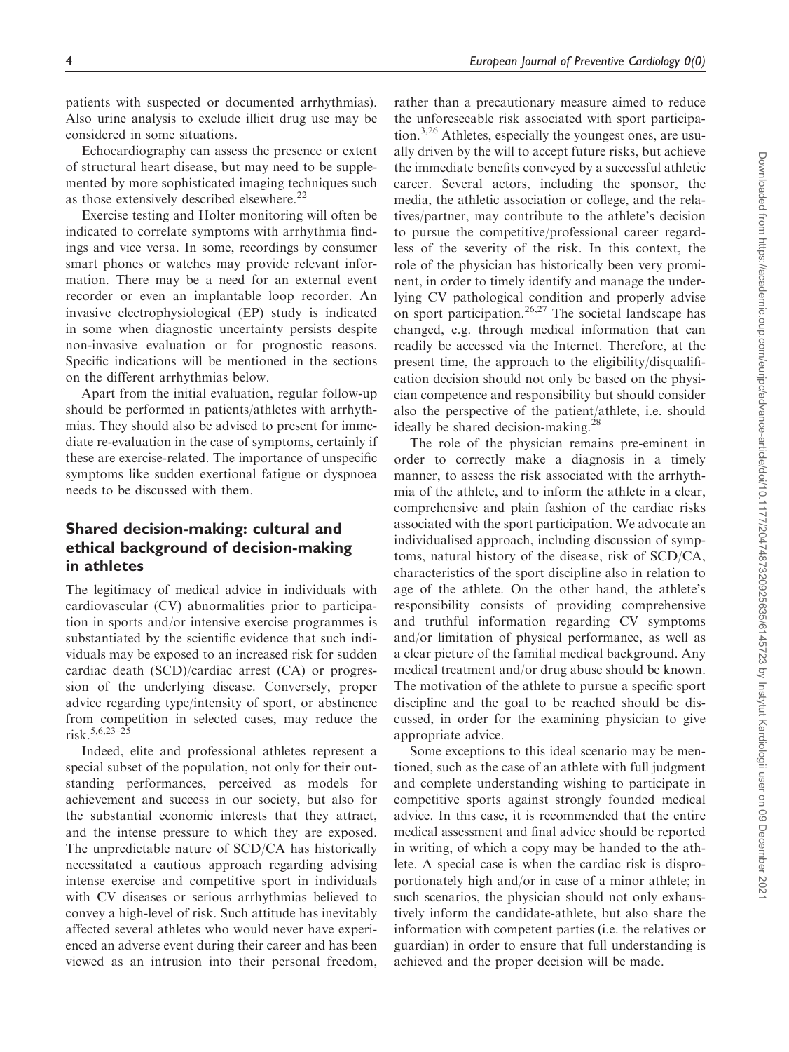patients with suspected or documented arrhythmias). Also urine analysis to exclude illicit drug use may be considered in some situations.

Echocardiography can assess the presence or extent of structural heart disease, but may need to be supplemented by more sophisticated imaging techniques such as those extensively described elsewhere.[22]

Exercise testing and Holter monitoring will often be indicated to correlate symptoms with arrhythmia findings and vice versa. In some, recordings by consumer smart phones or watches may provide relevant information. There may be a need for an external event recorder or even an implantable loop recorder. An invasive electrophysiological (EP) study is indicated in some when diagnostic uncertainty persists despite non-invasive evaluation or for prognostic reasons. Specific indications will be mentioned in the sections on the different arrhythmias below.

Apart from the initial evaluation, regular follow-up should be performed in patients/athletes with arrhythmias. They should also be advised to present for immediate re-evaluation in the case of symptoms, certainly if these are exercise-related. The importance of unspecific symptoms like sudden exertional fatigue or dyspnoea needs to be discussed with them.

## Shared decision-making: cultural and ethical background of decision-making in athletes

The legitimacy of medical advice in individuals with cardiovascular (CV) abnormalities prior to participation in sports and/or intensive exercise programmes is substantiated by the scientific evidence that such individuals may be exposed to an increased risk for sudden cardiac death (SCD)/cardiac arrest (CA) or progression of the underlying disease. Conversely, proper advice regarding type/intensity of sport, or abstinence from competition in selected cases, may reduce the risk.[5,6,23–25]

Indeed, elite and professional athletes represent a special subset of the population, not only for their outstanding performances, perceived as models for achievement and success in our society, but also for the substantial economic interests that they attract, and the intense pressure to which they are exposed. The unpredictable nature of SCD/CA has historically necessitated a cautious approach regarding advising intense exercise and competitive sport in individuals with CV diseases or serious arrhythmias believed to convey a high-level of risk. Such attitude has inevitably affected several athletes who would never have experienced an adverse event during their career and has been viewed as an intrusion into their personal freedom, rather than a precautionary measure aimed to reduce the unforeseeable risk associated with sport participation.[3,26] Athletes, especially the youngest ones, are usually driven by the will to accept future risks, but achieve the immediate benefits conveyed by a successful athletic career. Several actors, including the sponsor, the media, the athletic association or college, and the relatives/partner, may contribute to the athlete's decision to pursue the competitive/professional career regardless of the severity of the risk. In this context, the role of the physician has historically been very prominent, in order to timely identify and manage the underlying CV pathological condition and properly advise on sport participation.[26,27] The societal landscape has changed, e.g. through medical information that can readily be accessed via the Internet. Therefore, at the present time, the approach to the eligibility/disqualification decision should not only be based on the physician competence and responsibility but should consider also the perspective of the patient/athlete, i.e. should ideally be shared decision-making.[28]

The role of the physician remains pre-eminent in order to correctly make a diagnosis in a timely manner, to assess the risk associated with the arrhythmia of the athlete, and to inform the athlete in a clear, comprehensive and plain fashion of the cardiac risks associated with the sport participation. We advocate an individualised approach, including discussion of symptoms, natural history of the disease, risk of SCD/CA, characteristics of the sport discipline also in relation to age of the athlete. On the other hand, the athlete's responsibility consists of providing comprehensive and truthful information regarding CV symptoms and/or limitation of physical performance, as well as a clear picture of the familial medical background. Any medical treatment and/or drug abuse should be known. The motivation of the athlete to pursue a specific sport discipline and the goal to be reached should be discussed, in order for the examining physician to give appropriate advice.

Some exceptions to this ideal scenario may be mentioned, such as the case of an athlete with full judgment and complete understanding wishing to participate in competitive sports against strongly founded medical advice. In this case, it is recommended that the entire medical assessment and final advice should be reported in writing, of which a copy may be handed to the athlete. A special case is when the cardiac risk is disproportionately high and/or in case of a minor athlete; in such scenarios, the physician should not only exhaustively inform the candidate-athlete, but also share the information with competent parties (i.e. the relatives or guardian) in order to ensure that full understanding is achieved and the proper decision will be made.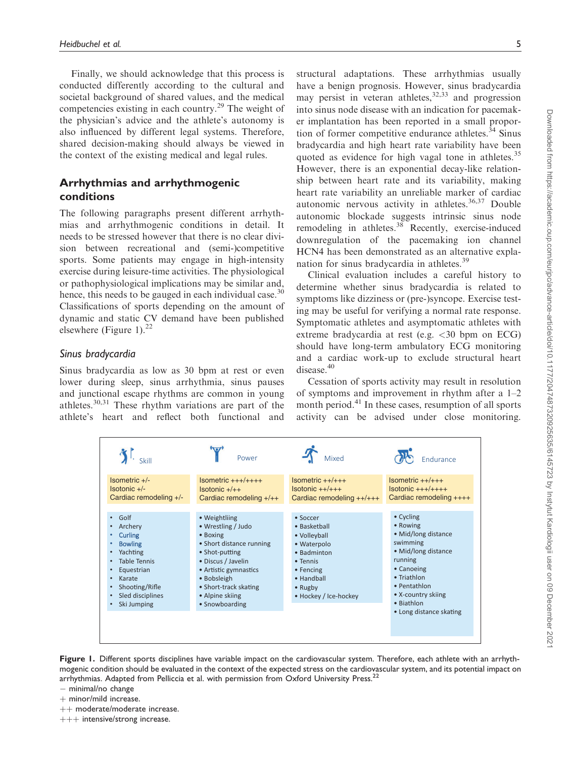Finally, we should acknowledge that this process is conducted differently according to the cultural and societal background of shared values, and the medical competencies existing in each country.[29] The weight of the physician's advice and the athlete's autonomy is also influenced by different legal systems. Therefore, shared decision-making should always be viewed in the context of the existing medical and legal rules.

## Arrhythmias and arrhythmogenic conditions

The following paragraphs present different arrhythmias and arrhythmogenic conditions in detail. It needs to be stressed however that there is no clear division between recreational and (semi-)competitive sports. Some patients may engage in high-intensity exercise during leisure-time activities. The physiological or pathophysiological implications may be similar and, hence, this needs to be gauged in each individual case.[30] Classifications of sports depending on the amount of dynamic and static CV demand have been published elsewhere (Figure 1).[22]

### *Sinus bradycardia*

Sinus bradycardia as low as 30 bpm at rest or even lower during sleep, sinus arrhythmia, sinus pauses and junctional escape rhythms are common in young athletes.[30,31] These rhythm variations are part of the athlete's heart and reflect both functional and structural adaptations. These arrhythmias usually have a benign prognosis. However, sinus bradycardia may persist in veteran athletes,[32,33] and progression into sinus node disease with an indication for pacemaker implantation has been reported in a small proportion of former competitive endurance athletes.[34] Sinus bradycardia and high heart rate variability have been quoted as evidence for high vagal tone in athletes.[35] However, there is an exponential decay-like relationship between heart rate and its variability, making heart rate variability an unreliable marker of cardiac autonomic nervous activity in athletes.[36,37] Double autonomic blockade suggests intrinsic sinus node remodeling in athletes.[38] Recently, exercise-induced downregulation of the pacemaking ion channel HCN4 has been demonstrated as an alternative explanation for sinus bradycardia in athletes.[39]

Clinical evaluation includes a careful history to determine whether sinus bradycardia is related to symptoms like dizziness or (pre-)syncope. Exercise testing may be useful for verifying a normal rate response. Symptomatic athletes and asymptomatic athletes with extreme bradycardia at rest (e.g. <30 bpm on ECG) should have long-term ambulatory ECG monitoring and a cardiac work-up to exclude structural heart disease.[40]

Cessation of sports activity may result in resolution of symptoms and improvement in rhythm after a 1–2 month period.[41] In these cases, resumption of all sports activity can be advised under close monitoring.

| Skill | Power | Mixed | Endurance |
|---|---|---|---|
| Isometric +/-<br>Isotonic +/-<br>Cardiac remodeling +/- | Isometric +++/++++<br>Isotonic +/++<br>Cardiac remodeling +/++ | Isometric ++/+++<br>Isotonic ++/+++<br>Cardiac remodeling ++/+++ | Isometric ++/+++<br>Isotonic +++/++++<br>Cardiac remodeling ++++ |
| • Golf<br>• Archery<br>• Curling<br>• Bowling<br>• Yachting<br>• Table Tennis<br>• Equestrian<br>• Karate<br>• Shooting/Rifle<br>• Sled disciplines<br>• Ski Jumping | • Weightliing<br>• Wrestling / Judo<br>• Boxing<br>• Short distance running<br>• Shot-putting<br>• Discus / Javelin<br>• Artistic gymnastics<br>• Bobsleigh<br>• Short-track skating<br>• Alpine skiing<br>• Snowboarding | • Soccer<br>• Basketball<br>• Volleyball<br>• Waterpolo<br>• Badminton<br>• Tennis<br>• Fencing<br>• Handball<br>• Rugby<br>• Hockey / Ice-hockey | • Cycling<br>• Rowing<br>• Mid/long distance swimming<br>• Mid/long distance running<br>• Canoeing<br>• Triathlon<br>• Pentathlon<br>• X-country skiing<br>• Biathlon<br>• Long distance skating |

**Figure 1.** Different sports disciplines have variable impact on the cardiovascular system. Therefore, each athlete with an arrhythmogenic condition should be evaluated in the context of the expected stress on the cardiovascular system, and its potential impact on arrhythmias. Adapted from Pelliccia et al. with permission from Oxford University Press.[22]

− minimal/no change

+ minor/mild increase.

++ moderate/moderate increase.

+++ intensive/strong increase.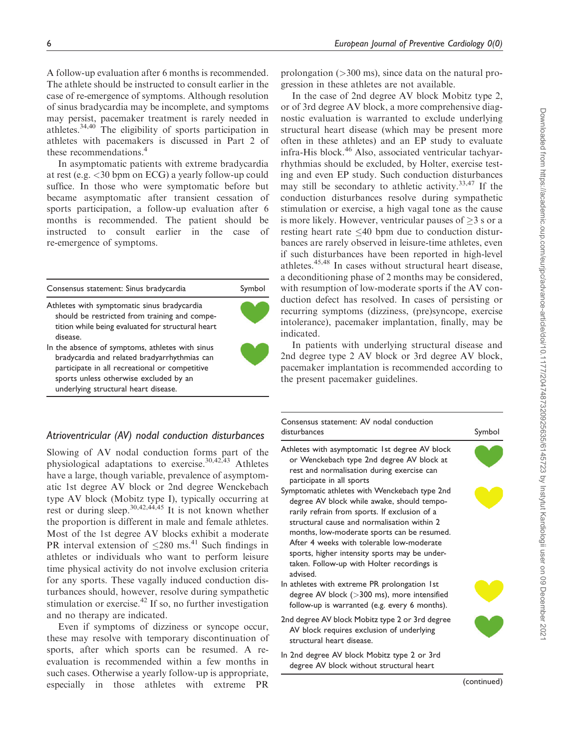A follow-up evaluation after 6 months is recommended. The athlete should be instructed to consult earlier in the case of re-emergence of symptoms. Although resolution of sinus bradycardia may be incomplete, and symptoms may persist, pacemaker treatment is rarely needed in athletes.[34,40] The eligibility of sports participation in athletes with pacemakers is discussed in Part 2 of these recommendations.[4]

In asymptomatic patients with extreme bradycardia at rest (e.g. <30 bpm on ECG) a yearly follow-up could suffice. In those who were symptomatic before but became asymptomatic after transient cessation of sports participation, a follow-up evaluation after 6 months is recommended. The patient should be instructed to consult earlier in the case of re-emergence of symptoms.

| Consensus statement: Sinus bradycardia | Symbol |
| --- | --- |
| Athletes with symptomatic sinus bradycardia should be restricted from training and competition while being evaluated for structural heart disease. | Green heart |
| In the absence of symptoms, athletes with sinus bradycardia and related bradyarrhythmias can participate in all recreational or competitive sports unless otherwise excluded by an underlying structural heart disease. | Green heart |

### Atrioventricular (AV) nodal conduction disturbances

Slowing of AV nodal conduction forms part of the physiological adaptations to exercise.[30,42,43] Athletes have a large, though variable, prevalence of asymptomatic 1st degree AV block or 2nd degree Wenckebach type AV block (Mobitz type I), typically occurring at rest or during sleep.[30,42,44,45] It is not known whether the proportion is different in male and female athletes. Most of the 1st degree AV blocks exhibit a moderate PR interval extension of ≤280 ms.[41] Such findings in athletes or individuals who want to perform leisure time physical activity do not involve exclusion criteria for any sports. These vagally induced conduction disturbances should, however, resolve during sympathetic stimulation or exercise.[42] If so, no further investigation and no therapy are indicated.

Even if symptoms of dizziness or syncope occur, these may resolve with temporary discontinuation of sports, after which sports can be resumed. A re-evaluation is recommended within a few months in such cases. Otherwise a yearly follow-up is appropriate, especially in those athletes with extreme PR prolongation (>300 ms), since data on the natural progression in these athletes are not available.

In the case of 2nd degree AV block Mobitz type 2, or of 3rd degree AV block, a more comprehensive diagnostic evaluation is warranted to exclude underlying structural heart disease (which may be present more often in these athletes) and an EP study to evaluate infra-His block.[46] Also, associated ventricular tachyarrhythmias should be excluded, by Holter, exercise testing and even EP study. Such conduction disturbances may still be secondary to athletic activity.[33,47] If the conduction disturbances resolve during sympathetic stimulation or exercise, a high vagal tone as the cause is more likely. However, ventricular pauses of ≥3 s or a resting heart rate ≤40 bpm due to conduction disturbances are rarely observed in leisure-time athletes, even if such disturbances have been reported in high-level athletes.[45,48] In cases without structural heart disease, a deconditioning phase of 2 months may be considered, with resumption of low-moderate sports if the AV conduction defect has resolved. In cases of persisting or recurring symptoms (dizziness, (pre)syncope, exercise intolerance), pacemaker implantation, finally, may be indicated.

In patients with underlying structural disease and 2nd degree type 2 AV block or 3rd degree AV block, pacemaker implantation is recommended according to the present pacemaker guidelines.

| Consensus statement: AV nodal conduction disturbances | Symbol |
| --- | --- |
| Athletes with asymptomatic 1st degree AV block or Wenckebach type 2nd degree AV block at rest and normalisation during exercise can participate in all sports | Green heart |
| Symptomatic athletes with Wenckebach type 2nd degree AV block while awake, should temporarily refrain from sports. If exclusion of a structural cause and normalisation within 2 months, low-moderate sports can be resumed. After 4 weeks with tolerable low-moderate sports, higher intensity sports may be undertaken. Follow-up with Holter recordings is advised. | Yellow heart |
| In athletes with extreme PR prolongation 1st degree AV block (>300 ms), more intensified follow-up is warranted (e.g. every 6 months). | Yellow heart |
| 2nd degree AV block Mobitz type 2 or 3rd degree AV block requires exclusion of underlying structural heart disease. | Green heart |
| In 2nd degree AV block Mobitz type 2 or 3rd degree AV block without structural heart | |

(continued)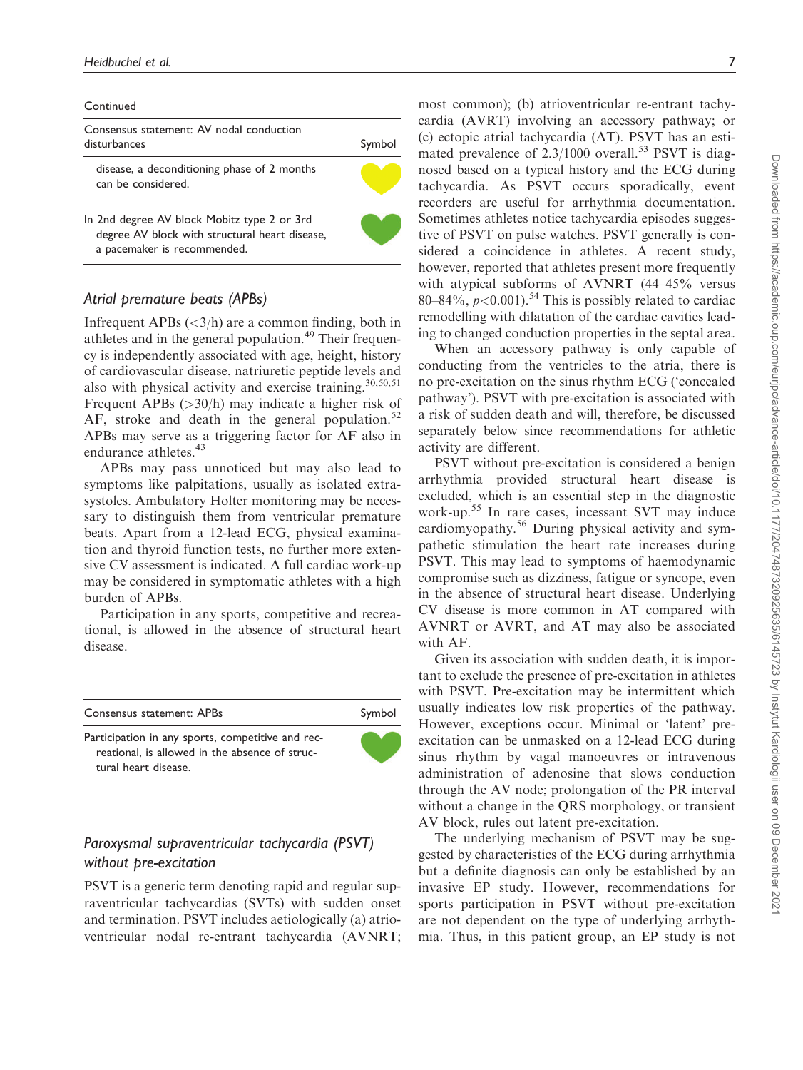Continued

| Consensus statement: AV nodal conduction disturbances | Symbol |
| --- | --- |
| disease, a deconditioning phase of 2 months can be considered. | |
| In 2nd degree AV block Mobitz type 2 or 3rd degree AV block with structural heart disease, a pacemaker is recommended. | |

### *Atrial premature beats (APBs)*

Infrequent APBs (<3/h) are a common finding, both in athletes and in the general population.[49] Their frequency is independently associated with age, height, history of cardiovascular disease, natriuretic peptide levels and also with physical activity and exercise training.[30,50,51] Frequent APBs (>30/h) may indicate a higher risk of AF, stroke and death in the general population.[52] APBs may serve as a triggering factor for AF also in endurance athletes.[43]

APBs may pass unnoticed but may also lead to symptoms like palpitations, usually as isolated extrasystoles. Ambulatory Holter monitoring may be necessary to distinguish them from ventricular premature beats. Apart from a 12-lead ECG, physical examination and thyroid function tests, no further more extensive CV assessment is indicated. A full cardiac work-up may be considered in symptomatic athletes with a high burden of APBs.

Participation in any sports, competitive and recreational, is allowed in the absence of structural heart disease.

| Consensus statement: APBs | Symbol |
| --- | --- |
| Participation in any sports, competitive and recreational, is allowed in the absence of structural heart disease. | |

### *Paroxysmal supraventricular tachycardia (PSVT) without pre-excitation*

PSVT is a generic term denoting rapid and regular supraventricular tachycardias (SVTs) with sudden onset and termination. PSVT includes aetiologically (a) atrioventricular nodal re-entrant tachycardia (AVNRT; most common); (b) atrioventricular re-entrant tachycardia (AVRT) involving an accessory pathway; or (c) ectopic atrial tachycardia (AT). PSVT has an estimated prevalence of 2.3/1000 overall.[53] PSVT is diagnosed based on a typical history and the ECG during tachycardia. As PSVT occurs sporadically, event recorders are useful for arrhythmia documentation. Sometimes athletes notice tachycardia episodes suggestive of PSVT on pulse watches. PSVT generally is considered a coincidence in athletes. A recent study, however, reported that athletes present more frequently with atypical subforms of AVNRT (44–45% versus 80–84%, $p<0.001$).[54] This is possibly related to cardiac remodelling with dilatation of the cardiac cavities leading to changed conduction properties in the septal area.

When an accessory pathway is only capable of conducting from the ventricles to the atria, there is no pre-excitation on the sinus rhythm ECG ('concealed pathway'). PSVT with pre-excitation is associated with a risk of sudden death and will, therefore, be discussed separately below since recommendations for athletic activity are different.

PSVT without pre-excitation is considered a benign arrhythmia provided structural heart disease is excluded, which is an essential step in the diagnostic work-up.[55] In rare cases, incessant SVT may induce cardiomyopathy.[56] During physical activity and sympathetic stimulation the heart rate increases during PSVT. This may lead to symptoms of haemodynamic compromise such as dizziness, fatigue or syncope, even in the absence of structural heart disease. Underlying CV disease is more common in AT compared with AVNRT or AVRT, and AT may also be associated with AF.

Given its association with sudden death, it is important to exclude the presence of pre-excitation in athletes with PSVT. Pre-excitation may be intermittent which usually indicates low risk properties of the pathway. However, exceptions occur. Minimal or 'latent' pre-excitation can be unmasked on a 12-lead ECG during sinus rhythm by vagal manoeuvres or intravenous administration of adenosine that slows conduction through the AV node; prolongation of the PR interval without a change in the QRS morphology, or transient AV block, rules out latent pre-excitation.

The underlying mechanism of PSVT may be suggested by characteristics of the ECG during arrhythmia but a definite diagnosis can only be established by an invasive EP study. However, recommendations for sports participation in PSVT without pre-excitation are not dependent on the type of underlying arrhythmia. Thus, in this patient group, an EP study is not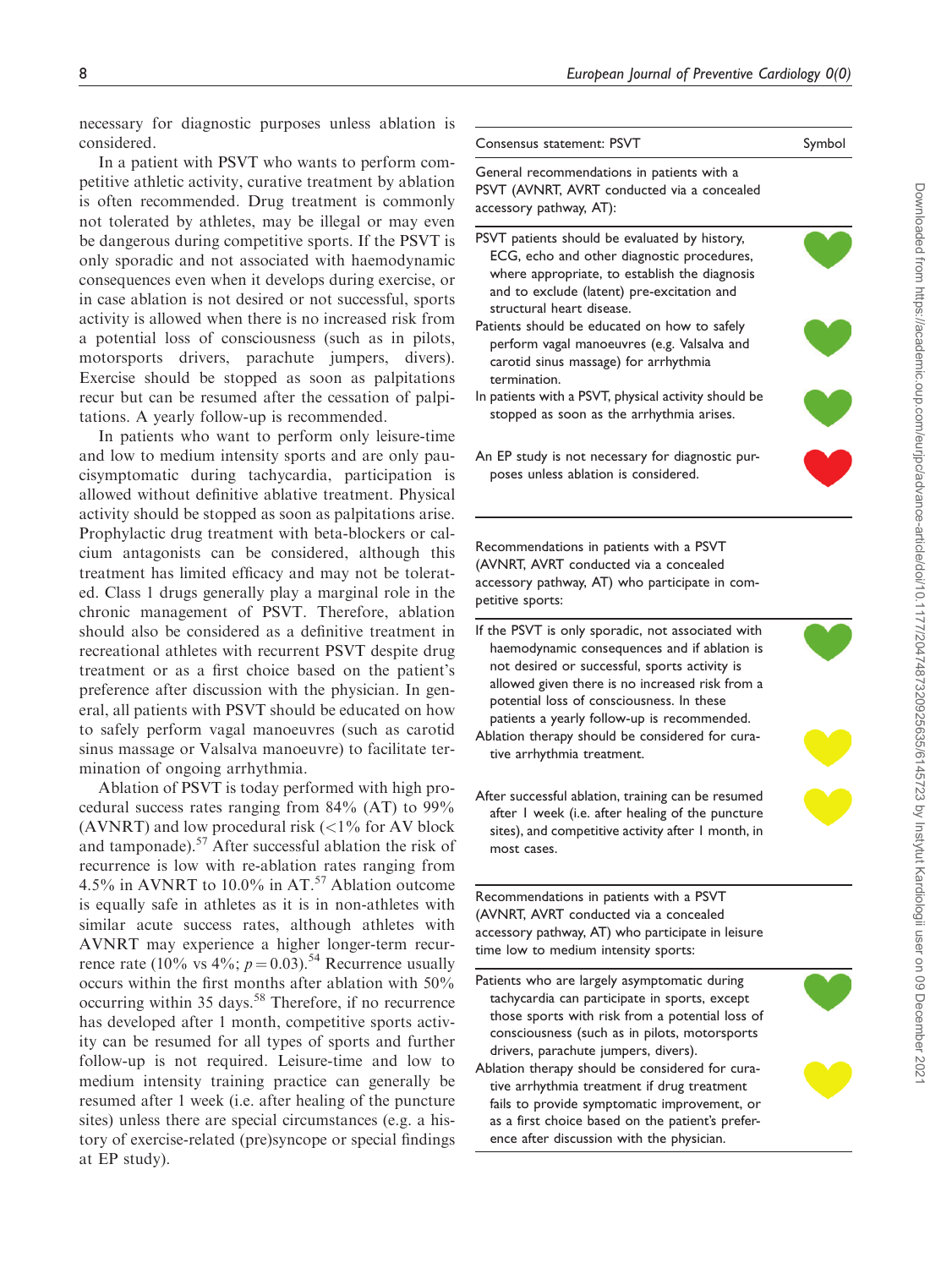necessary for diagnostic purposes unless ablation is considered.

In a patient with PSVT who wants to perform competitive athletic activity, curative treatment by ablation is often recommended. Drug treatment is commonly not tolerated by athletes, may be illegal or may even be dangerous during competitive sports. If the PSVT is only sporadic and not associated with haemodynamic consequences even when it develops during exercise, or in case ablation is not desired or not successful, sports activity is allowed when there is no increased risk from a potential loss of consciousness (such as in pilots, motorsports drivers, parachute jumpers, divers). Exercise should be stopped as soon as palpitations recur but can be resumed after the cessation of palpitations. A yearly follow-up is recommended.

In patients who want to perform only leisure-time and low to medium intensity sports and are only paucisymptomatic during tachycardia, participation is allowed without definitive ablative treatment. Physical activity should be stopped as soon as palpitations arise. Prophylactic drug treatment with beta-blockers or calcium antagonists can be considered, although this treatment has limited efficacy and may not be tolerated. Class 1 drugs generally play a marginal role in the chronic management of PSVT. Therefore, ablation should also be considered as a definitive treatment in recreational athletes with recurrent PSVT despite drug treatment or as a first choice based on the patient's preference after discussion with the physician. In general, all patients with PSVT should be educated on how to safely perform vagal manoeuvres (such as carotid sinus massage or Valsalva manoeuvre) to facilitate termination of ongoing arrhythmia.

Ablation of PSVT is today performed with high procedural success rates ranging from 84% (AT) to 99% (AVNRT) and low procedural risk (<1% for AV block and tamponade).[57] After successful ablation the risk of recurrence is low with re-ablation rates ranging from 4.5% in AVNRT to 10.0% in AT.[57] Ablation outcome is equally safe in athletes as it is in non-athletes with similar acute success rates, although athletes with AVNRT may experience a higher longer-term recurrence rate (10% vs 4%; $p = 0.03$).[54] Recurrence usually occurs within the first months after ablation with 50% occurring within 35 days.[58] Therefore, if no recurrence has developed after 1 month, competitive sports activity can be resumed for all types of sports and further follow-up is not required. Leisure-time and low to medium intensity training practice can generally be resumed after 1 week (i.e. after healing of the puncture sites) unless there are special circumstances (e.g. a history of exercise-related (pre)syncope or special findings at EP study).

| Consensus statement: PSVT | Symbol |
|---|---|
| **General recommendations in patients with a PSVT (AVNRT, AVRT conducted via a concealed accessory pathway, AT):** | |
| PSVT patients should be evaluated by history, ECG, echo and other diagnostic procedures, where appropriate, to establish the diagnosis and to exclude (latent) pre-excitation and structural heart disease. | Green heart |
| Patients should be educated on how to safely perform vagal manoeuvres (e.g. Valsalva and carotid sinus massage) for arrhythmia termination. | Green heart |
| In patients with a PSVT, physical activity should be stopped as soon as the arrhythmia arises. | Green heart |
| An EP study is not necessary for diagnostic purposes unless ablation is considered. | Red heart |
| **Recommendations in patients with a PSVT (AVNRT, AVRT conducted via a concealed accessory pathway, AT) who participate in competitive sports:** | |
| If the PSVT is only sporadic, not associated with haemodynamic consequences and if ablation is not desired or successful, sports activity is allowed given there is no increased risk from a potential loss of consciousness. In these patients a yearly follow-up is recommended. | Green heart |
| Ablation therapy should be considered for curative arrhythmia treatment. | Yellow heart |
| After successful ablation, training can be resumed after 1 week (i.e. after healing of the puncture sites), and competitive activity after 1 month, in most cases. | Yellow heart |
| **Recommendations in patients with a PSVT (AVNRT, AVRT conducted via a concealed accessory pathway, AT) who participate in leisure time low to medium intensity sports:** | |
| Patients who are largely asymptomatic during tachycardia can participate in sports, except those sports with risk from a potential loss of consciousness (such as in pilots, motorsports drivers, parachute jumpers, divers). | Green heart |
| Ablation therapy should be considered for curative arrhythmia treatment if drug treatment fails to provide symptomatic improvement, or as a first choice based on the patient's preference after discussion with the physician. | Yellow heart |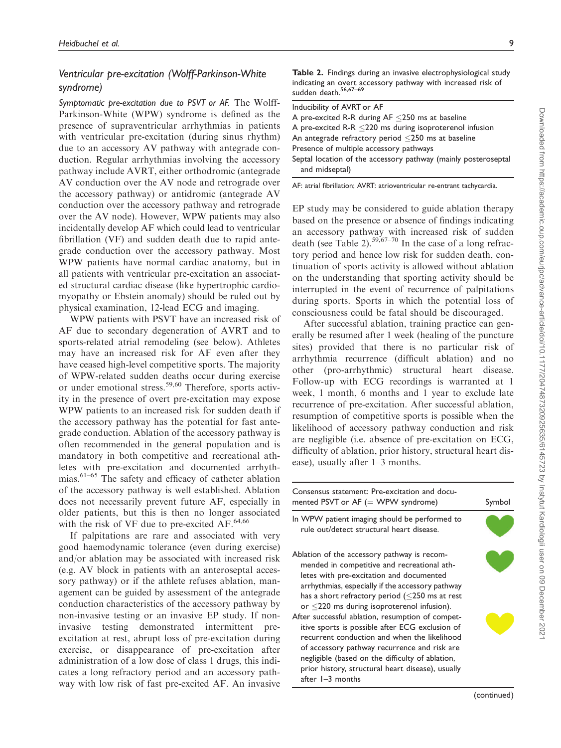## *Ventricular pre-excitation (Wolff-Parkinson-White syndrome)*

*Symptomatic pre-excitation due to PSVT or AF.* The Wolff-Parkinson-White (WPW) syndrome is defined as the presence of supraventricular arrhythmias in patients with ventricular pre-excitation (during sinus rhythm) due to an accessory AV pathway with antegrade conduction. Regular arrhythmias involving the accessory pathway include AVRT, either orthodromic (antegrade AV conduction over the AV node and retrograde over the accessory pathway) or antidromic (antegrade AV conduction over the accessory pathway and retrograde over the AV node). However, WPW patients may also incidentally develop AF which could lead to ventricular fibrillation (VF) and sudden death due to rapid antegrade conduction over the accessory pathway. Most WPW patients have normal cardiac anatomy, but in all patients with ventricular pre-excitation an associated structural cardiac disease (like hypertrophic cardiomyopathy or Ebstein anomaly) should be ruled out by physical examination, 12-lead ECG and imaging.

WPW patients with PSVT have an increased risk of AF due to secondary degeneration of AVRT and to sports-related atrial remodeling (see below). Athletes may have an increased risk for AF even after they have ceased high-level competitive sports. The majority of WPW-related sudden deaths occur during exercise or under emotional stress.[59,60] Therefore, sports activity in the presence of overt pre-excitation may expose WPW patients to an increased risk for sudden death if the accessory pathway has the potential for fast antegrade conduction. Ablation of the accessory pathway is often recommended in the general population and is mandatory in both competitive and recreational athletes with pre-excitation and documented arrhythmias.[61–65] The safety and efficacy of catheter ablation of the accessory pathway is well established. Ablation does not necessarily prevent future AF, especially in older patients, but this is then no longer associated with the risk of VF due to pre-excited AF.[64,66]

If palpitations are rare and associated with very good haemodynamic tolerance (even during exercise) and/or ablation may be associated with increased risk (e.g. AV block in patients with an anteroseptal accessory pathway) or if the athlete refuses ablation, management can be guided by assessment of the antegrade conduction characteristics of the accessory pathway by non-invasive testing or an invasive EP study. If non-invasive testing demonstrated intermittent pre-excitation at rest, abrupt loss of pre-excitation during exercise, or disappearance of pre-excitation after administration of a low dose of class 1 drugs, this indicates a long refractory period and an accessory pathway with low risk of fast pre-excited AF. An invasive EP study may be considered to guide ablation therapy based on the presence or absence of findings indicating an accessory pathway with increased risk of sudden death (see Table 2).[59,67–70] In the case of a long refractory period and hence low risk for sudden death, continuation of sports activity is allowed without ablation on the understanding that sporting activity should be interrupted in the event of recurrence of palpitations during sports. Sports in which the potential loss of consciousness could be fatal should be discouraged.

**Table 2.** Findings during an invasive electrophysiological study indicating an overt accessory pathway with increased risk of sudden death.[56,67–69]

| |
|---|
| Inducibility of AVRT or AF |
| A pre-excited R-R during AF ≤250 ms at baseline |
| A pre-excited R-R ≤220 ms during isoproterenol infusion |
| An antegrade refractory period ≤250 ms at baseline |
| Presence of multiple accessory pathways |
| Septal location of the accessory pathway (mainly posteroseptal and midseptal) |

AF: atrial fibrillation; AVRT: atrioventricular re-entrant tachycardia.

After successful ablation, training practice can generally be resumed after 1 week (healing of the puncture sites) provided that there is no particular risk of arrhythmia recurrence (difficult ablation) and no other (pro-arrhythmic) structural heart disease. Follow-up with ECG recordings is warranted at 1 week, 1 month, 6 months and 1 year to exclude late recurrence of pre-excitation. After successful ablation, resumption of competitive sports is possible when the likelihood of accessory pathway conduction and risk are negligible (i.e. absence of pre-excitation on ECG, difficulty of ablation, prior history, structural heart disease), usually after 1–3 months.

| Consensus statement: Pre-excitation and documented PSVT or AF (= WPW syndrome) | Symbol |
|---|---|
| In WPW patient imaging should be performed to rule out/detect structural heart disease. | Green heart |
| Ablation of the accessory pathway is recommended in competitive and recreational athletes with pre-excitation and documented arrhythmias, especially if the accessory pathway has a short refractory period (≤250 ms at rest or ≤220 ms during isoproterenol infusion). | Green heart |
| After successful ablation, resumption of competitive sports is possible after ECG exclusion of recurrent conduction and when the likelihood of accessory pathway recurrence and risk are negligible (based on the difficulty of ablation, prior history, structural heart disease), usually after 1–3 months | Yellow heart |

(continued)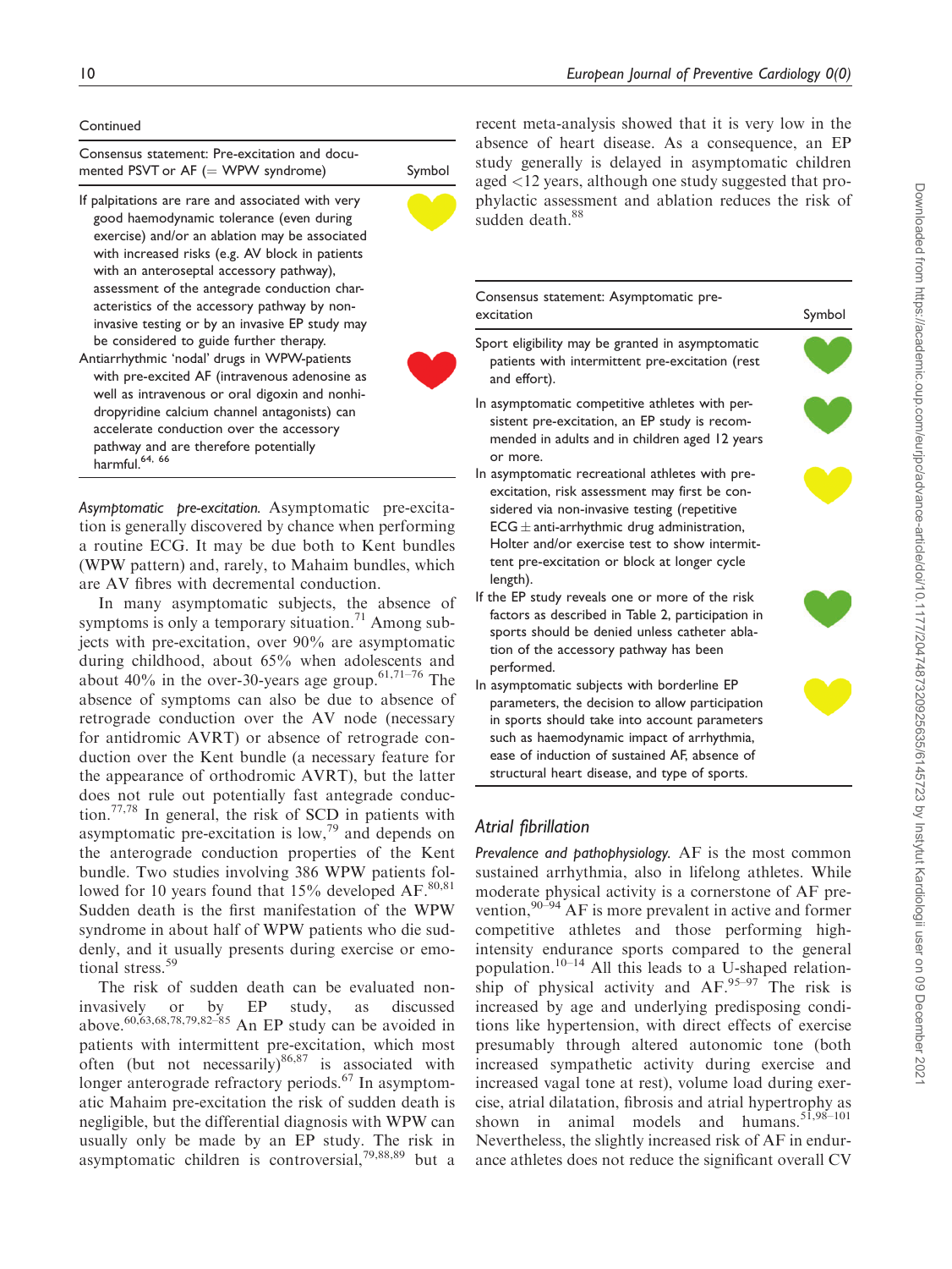Continued

| Consensus statement: Pre-excitation and documented PSVT or AF (= WPW syndrome) | Symbol |
| --- | --- |
| If palpitations are rare and associated with very good haemodynamic tolerance (even during exercise) and/or an ablation may be associated with increased risks (e.g. AV block in patients with an anteroseptal accessory pathway), assessment of the antegrade conduction characteristics of the accessory pathway by non-invasive testing or by an invasive EP study may be considered to guide further therapy. | Yellow heart |
| Antiarrhythmic 'nodal' drugs in WPW-patients with pre-excited AF (intravenous adenosine as well as intravenous or oral digoxin and nonhidropyridine calcium channel antagonists) can accelerate conduction over the accessory pathway and are therefore potentially harmful.[64, 66] | Red heart |

*Asymptomatic pre-excitation.* Asymptomatic pre-excitation is generally discovered by chance when performing a routine ECG. It may be due both to Kent bundles (WPW pattern) and, rarely, to Mahaim bundles, which are AV fibres with decremental conduction.

In many asymptomatic subjects, the absence of symptoms is only a temporary situation.[71] Among subjects with pre-excitation, over 90% are asymptomatic during childhood, about 65% when adolescents and about 40% in the over-30-years age group.[61,71–76] The absence of symptoms can also be due to absence of retrograde conduction over the AV node (necessary for antidromic AVRT) or absence of retrograde conduction over the Kent bundle (a necessary feature for the appearance of orthodromic AVRT), but the latter does not rule out potentially fast antegrade conduction.[77,78] In general, the risk of SCD in patients with asymptomatic pre-excitation is low,[79] and depends on the anterograde conduction properties of the Kent bundle. Two studies involving 386 WPW patients followed for 10 years found that 15% developed AF.[80,81] Sudden death is the first manifestation of the WPW syndrome in about half of WPW patients who die suddenly, and it usually presents during exercise or emotional stress.[59]

The risk of sudden death can be evaluated non-invasively or by EP study, as discussed above.[60,63,68,78,79,82–85] An EP study can be avoided in patients with intermittent pre-excitation, which most often (but not necessarily)[86,87] is associated with longer anterograde refractory periods.[67] In asymptomatic Mahaim pre-excitation the risk of sudden death is negligible, but the differential diagnosis with WPW can usually only be made by an EP study. The risk in asymptomatic children is controversial,[79,88,89] but a recent meta-analysis showed that it is very low in the absence of heart disease. As a consequence, an EP study generally is delayed in asymptomatic children aged <12 years, although one study suggested that prophylactic assessment and ablation reduces the risk of sudden death.[88]

| Consensus statement: Asymptomatic pre-excitation | Symbol |
| --- | --- |
| Sport eligibility may be granted in asymptomatic patients with intermittent pre-excitation (rest and effort). | Green heart |
| In asymptomatic competitive athletes with persistent pre-excitation, an EP study is recommended in adults and in children aged 12 years or more. | Green heart |
| In asymptomatic recreational athletes with pre-excitation, risk assessment may first be considered via non-invasive testing (repetitive ECG ± anti-arrhythmic drug administration, Holter and/or exercise test to show intermittent pre-excitation or block at longer cycle length). | Yellow heart |
| If the EP study reveals one or more of the risk factors as described in Table 2, participation in sports should be denied unless catheter ablation of the accessory pathway has been performed. | Green heart |
| In asymptomatic subjects with borderline EP parameters, the decision to allow participation in sports should take into account parameters such as haemodynamic impact of arrhythmia, ease of induction of sustained AF, absence of structural heart disease, and type of sports. | Yellow heart |

## Atrial fibrillation

*Prevalence and pathophysiology.* AF is the most common sustained arrhythmia, also in lifelong athletes. While moderate physical activity is a cornerstone of AF prevention,[90–94] AF is more prevalent in active and former competitive athletes and those performing high-intensity endurance sports compared to the general population.[10–14] All this leads to a U-shaped relationship of physical activity and AF.[95–97] The risk is increased by age and underlying predisposing conditions like hypertension, with direct effects of exercise presumably through altered autonomic tone (both increased sympathetic activity during exercise and increased vagal tone at rest), volume load during exercise, atrial dilatation, fibrosis and atrial hypertrophy as shown in animal models and humans.[51,98–101] Nevertheless, the slightly increased risk of AF in endurance athletes does not reduce the significant overall CV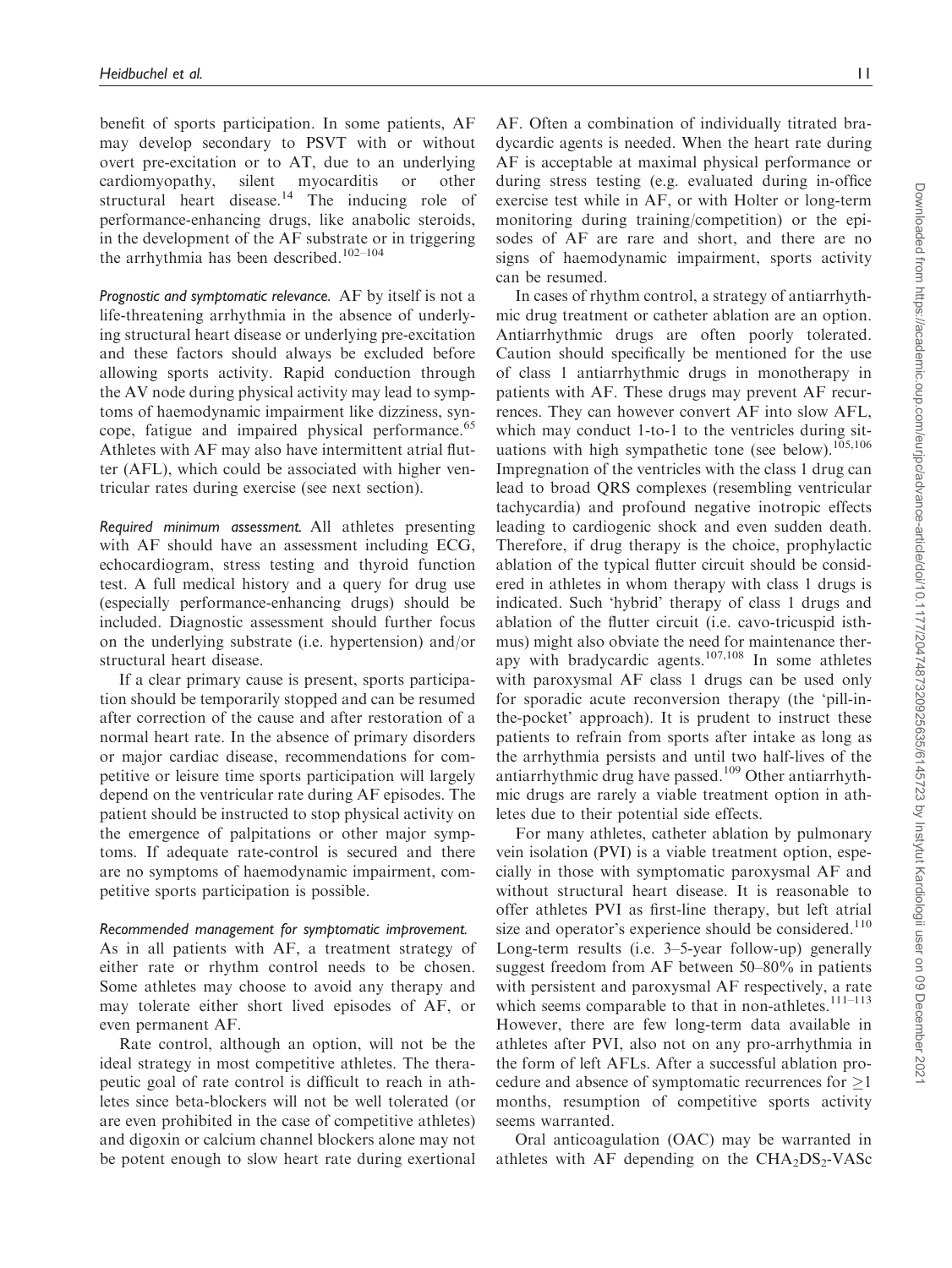benefit of sports participation. In some patients, AF may develop secondary to PSVT with or without overt pre-excitation or to AT, due to an underlying cardiomyopathy, silent myocarditis or other structural heart disease.[14] The inducing role of performance-enhancing drugs, like anabolic steroids, in the development of the AF substrate or in triggering the arrhythmia has been described.[102–104]

*Prognostic and symptomatic relevance.* AF by itself is not a life-threatening arrhythmia in the absence of underlying structural heart disease or underlying pre-excitation and these factors should always be excluded before allowing sports activity. Rapid conduction through the AV node during physical activity may lead to symptoms of haemodynamic impairment like dizziness, syncope, fatigue and impaired physical performance.[65] Athletes with AF may also have intermittent atrial flutter (AFL), which could be associated with higher ventricular rates during exercise (see next section).

*Required minimum assessment.* All athletes presenting with AF should have an assessment including ECG, echocardiogram, stress testing and thyroid function test. A full medical history and a query for drug use (especially performance-enhancing drugs) should be included. Diagnostic assessment should further focus on the underlying substrate (i.e. hypertension) and/or structural heart disease.

If a clear primary cause is present, sports participation should be temporarily stopped and can be resumed after correction of the cause and after restoration of a normal heart rate. In the absence of primary disorders or major cardiac disease, recommendations for competitive or leisure time sports participation will largely depend on the ventricular rate during AF episodes. The patient should be instructed to stop physical activity on the emergence of palpitations or other major symptoms. If adequate rate-control is secured and there are no symptoms of haemodynamic impairment, competitive sports participation is possible.

*Recommended management for symptomatic improvement.* As in all patients with AF, a treatment strategy of either rate or rhythm control needs to be chosen. Some athletes may choose to avoid any therapy and may tolerate either short lived episodes of AF, or even permanent AF.

Rate control, although an option, will not be the ideal strategy in most competitive athletes. The therapeutic goal of rate control is difficult to reach in athletes since beta-blockers will not be well tolerated (or are even prohibited in the case of competitive athletes) and digoxin or calcium channel blockers alone may not be potent enough to slow heart rate during exertional AF. Often a combination of individually titrated bradycardic agents is needed. When the heart rate during AF is acceptable at maximal physical performance or during stress testing (e.g. evaluated during in-office exercise test while in AF, or with Holter or long-term monitoring during training/competition) or the episodes of AF are rare and short, and there are no signs of haemodynamic impairment, sports activity can be resumed.

In cases of rhythm control, a strategy of antiarrhythmic drug treatment or catheter ablation are an option. Antiarrhythmic drugs are often poorly tolerated. Caution should specifically be mentioned for the use of class 1 antiarrhythmic drugs in monotherapy in patients with AF. These drugs may prevent AF recurrences. They can however convert AF into slow AFL, which may conduct 1-to-1 to the ventricles during situations with high sympathetic tone (see below).[105,106] Impregnation of the ventricles with the class 1 drug can lead to broad QRS complexes (resembling ventricular tachycardia) and profound negative inotropic effects leading to cardiogenic shock and even sudden death. Therefore, if drug therapy is the choice, prophylactic ablation of the typical flutter circuit should be considered in athletes in whom therapy with class 1 drugs is indicated. Such 'hybrid' therapy of class 1 drugs and ablation of the flutter circuit (i.e. cavo-tricuspid isthmus) might also obviate the need for maintenance therapy with bradycardic agents.[107,108] In some athletes with paroxysmal AF class 1 drugs can be used only for sporadic acute reconversion therapy (the 'pill-in-the-pocket' approach). It is prudent to instruct these patients to refrain from sports after intake as long as the arrhythmia persists and until two half-lives of the antiarrhythmic drug have passed.[109] Other antiarrhythmic drugs are rarely a viable treatment option in athletes due to their potential side effects.

For many athletes, catheter ablation by pulmonary vein isolation (PVI) is a viable treatment option, especially in those with symptomatic paroxysmal AF and without structural heart disease. It is reasonable to offer athletes PVI as first-line therapy, but left atrial size and operator's experience should be considered.[110] Long-term results (i.e. 3–5-year follow-up) generally suggest freedom from AF between 50–80% in patients with persistent and paroxysmal AF respectively, a rate which seems comparable to that in non-athletes.[111–113] However, there are few long-term data available in athletes after PVI, also not on any pro-arrhythmia in the form of left AFLs. After a successful ablation procedure and absence of symptomatic recurrences for $\geq$1 months, resumption of competitive sports activity seems warranted.

Oral anticoagulation (OAC) may be warranted in athletes with AF depending on the $CHA_2DS_2$-VASc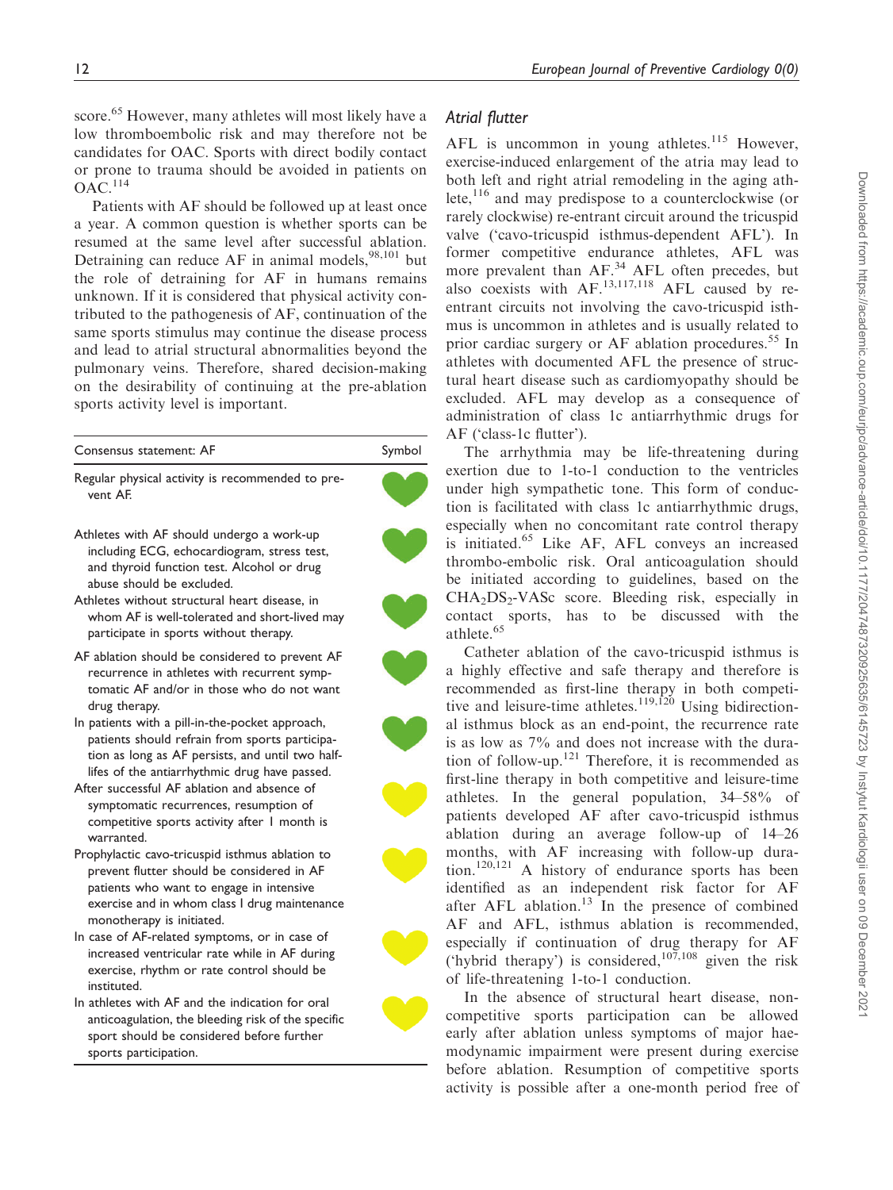score.[65] However, many athletes will most likely have a low thromboembolic risk and may therefore not be candidates for OAC. Sports with direct bodily contact or prone to trauma should be avoided in patients on OAC.[114]

Patients with AF should be followed up at least once a year. A common question is whether sports can be resumed at the same level after successful ablation. Detraining can reduce AF in animal models,[98,101] but the role of detraining for AF in humans remains unknown. If it is considered that physical activity contributed to the pathogenesis of AF, continuation of the same sports stimulus may continue the disease process and lead to atrial structural abnormalities beyond the pulmonary veins. Therefore, shared decision-making on the desirability of continuing at the pre-ablation sports activity level is important.

| Consensus statement: AF | Symbol |
|---|---|
| Regular physical activity is recommended to prevent AF. | Green heart |
| Athletes with AF should undergo a work-up including ECG, echocardiogram, stress test, and thyroid function test. Alcohol or drug abuse should be excluded. | Green heart |
| Athletes without structural heart disease, in whom AF is well-tolerated and short-lived may participate in sports without therapy. | Green heart |
| AF ablation should be considered to prevent AF recurrence in athletes with recurrent symptomatic AF and/or in those who do not want drug therapy. | Green heart |
| In patients with a pill-in-the-pocket approach, patients should refrain from sports participation as long as AF persists, and until two half-lifes of the antiarrhythmic drug have passed. | Green heart |
| After successful AF ablation and absence of symptomatic recurrences, resumption of competitive sports activity after 1 month is warranted. | Yellow heart |
| Prophylactic cavo-tricuspid isthmus ablation to prevent flutter should be considered in AF patients who want to engage in intensive exercise and in whom class I drug maintenance monotherapy is initiated. | Yellow heart |
| In case of AF-related symptoms, or in case of increased ventricular rate while in AF during exercise, rhythm or rate control should be instituted. | Yellow heart |
| In athletes with AF and the indication for oral anticoagulation, the bleeding risk of the specific sport should be considered before further sports participation. | Yellow heart |

### Atrial flutter

AFL is uncommon in young athletes.[115] However, exercise-induced enlargement of the atria may lead to both left and right atrial remodeling in the aging athlete,[116] and may predispose to a counterclockwise (or rarely clockwise) re-entrant circuit around the tricuspid valve ('cavo-tricuspid isthmus-dependent AFL'). In former competitive endurance athletes, AFL was more prevalent than AF.[34] AFL often precedes, but also coexists with AF.[13,117,118] AFL caused by re-entrant circuits not involving the cavo-tricuspid isthmus is uncommon in athletes and is usually related to prior cardiac surgery or AF ablation procedures.[55] In athletes with documented AFL the presence of structural heart disease such as cardiomyopathy should be excluded. AFL may develop as a consequence of administration of class 1c antiarrhythmic drugs for AF ('class-1c flutter').

The arrhythmia may be life-threatening during exertion due to 1-to-1 conduction to the ventricles under high sympathetic tone. This form of conduction is facilitated with class 1c antiarrhythmic drugs, especially when no concomitant rate control therapy is initiated.[65] Like AF, AFL conveys an increased thrombo-embolic risk. Oral anticoagulation should be initiated according to guidelines, based on the $CHA_2DS_2$-VASc score. Bleeding risk, especially in contact sports, has to be discussed with the athlete.[65]

Catheter ablation of the cavo-tricuspid isthmus is a highly effective and safe therapy and therefore is recommended as first-line therapy in both competitive and leisure-time athletes.[119,120] Using bidirectional isthmus block as an end-point, the recurrence rate is as low as 7% and does not increase with the duration of follow-up.[121] Therefore, it is recommended as first-line therapy in both competitive and leisure-time athletes. In the general population, 34–58% of patients developed AF after cavo-tricuspid isthmus ablation during an average follow-up of 14–26 months, with AF increasing with follow-up duration.[120,121] A history of endurance sports has been identified as an independent risk factor for AF after AFL ablation.[13] In the presence of combined AF and AFL, isthmus ablation is recommended, especially if continuation of drug therapy for AF ('hybrid therapy') is considered,[107,108] given the risk of life-threatening 1-to-1 conduction.

In the absence of structural heart disease, non-competitive sports participation can be allowed early after ablation unless symptoms of major haemodynamic impairment were present during exercise before ablation. Resumption of competitive sports activity is possible after a one-month period free of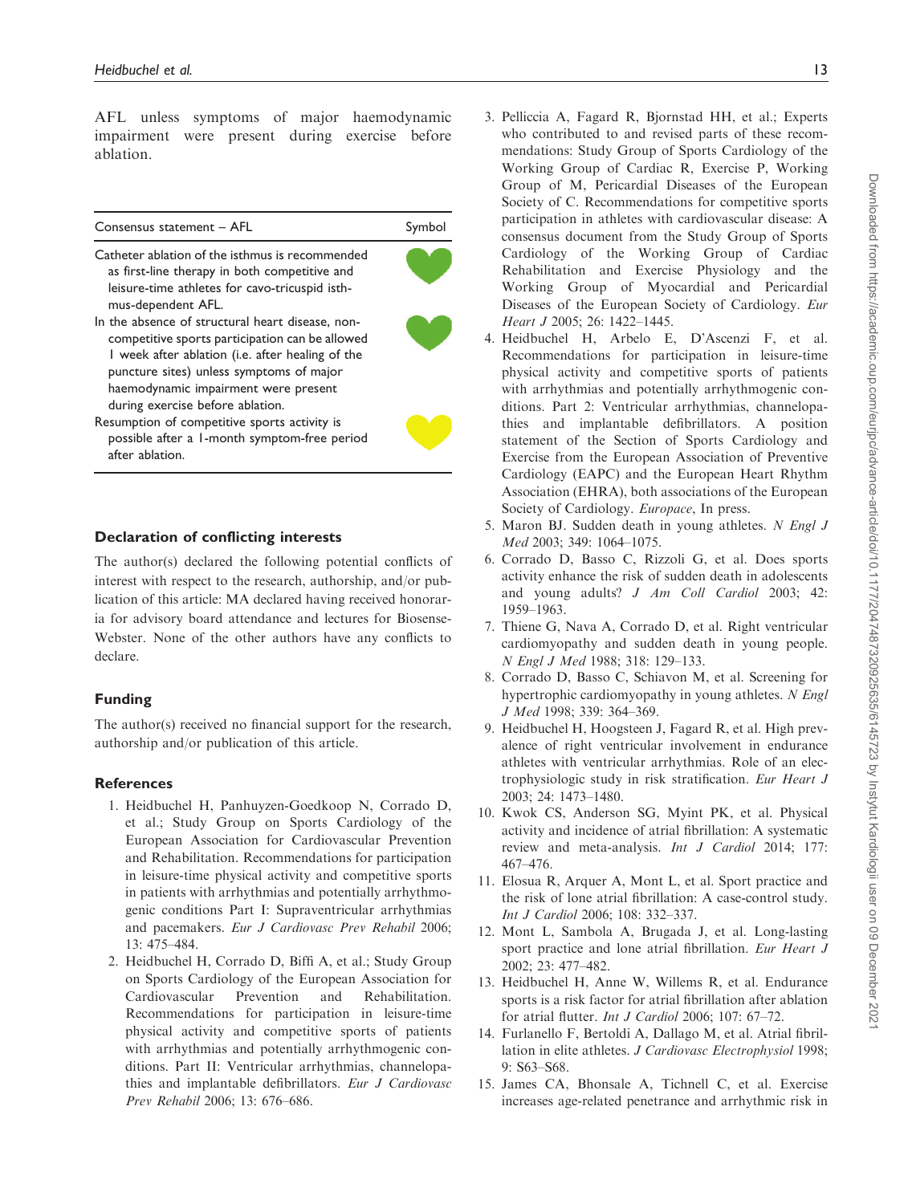AFL unless symptoms of major haemodynamic impairment were present during exercise before ablation.

| Consensus statement – AFL | Symbol |
| --- | --- |
| Catheter ablation of the isthmus is recommended as first-line therapy in both competitive and leisure-time athletes for cavo-tricuspid isthmus-dependent AFL. | Green heart |
| In the absence of structural heart disease, non-competitive sports participation can be allowed 1 week after ablation (i.e. after healing of the puncture sites) unless symptoms of major haemodynamic impairment were present during exercise before ablation. | Green heart |
| Resumption of competitive sports activity is possible after a 1-month symptom-free period after ablation. | Yellow heart |

## Declaration of conflicting interests

The author(s) declared the following potential conflicts of interest with respect to the research, authorship, and/or publication of this article: MA declared having received honoraria for advisory board attendance and lectures for Biosense-Webster. None of the other authors have any conflicts to declare.

## Funding

The author(s) received no financial support for the research, authorship and/or publication of this article.

## References

1. Heidbuchel H, Panhuyzen-Goedkoop N, Corrado D, et al.; Study Group on Sports Cardiology of the European Association for Cardiovascular Prevention and Rehabilitation. Recommendations for participation in leisure-time physical activity and competitive sports in patients with arrhythmias and potentially arrhythmogenic conditions Part I: Supraventricular arrhythmias and pacemakers. *Eur J Cardiovasc Prev Rehabil* 2006; 13: 475–484.
2. Heidbuchel H, Corrado D, Biffi A, et al.; Study Group on Sports Cardiology of the European Association for Cardiovascular Prevention and Rehabilitation. Recommendations for participation in leisure-time physical activity and competitive sports of patients with arrhythmias and potentially arrhythmogenic conditions. Part II: Ventricular arrhythmias, channelopathies and implantable defibrillators. *Eur J Cardiovasc Prev Rehabil* 2006; 13: 676–686.
3. Pelliccia A, Fagard R, Bjornstad HH, et al.; Experts who contributed to and revised parts of these recommendations: Study Group of Sports Cardiology of the Working Group of Cardiac R, Exercise P, Working Group of M, Pericardial Diseases of the European Society of C. Recommendations for competitive sports participation in athletes with cardiovascular disease: A consensus document from the Study Group of Sports Cardiology of the Working Group of Cardiac Rehabilitation and Exercise Physiology and the Working Group of Myocardial and Pericardial Diseases of the European Society of Cardiology. *Eur Heart J* 2005; 26: 1422–1445.
4. Heidbuchel H, Arbelo E, D'Ascenzi F, et al. Recommendations for participation in leisure-time physical activity and competitive sports of patients with arrhythmias and potentially arrhythmogenic conditions. Part 2: Ventricular arrhythmias, channelopathies and implantable defibrillators. A position statement of the Section of Sports Cardiology and Exercise from the European Association of Preventive Cardiology (EAPC) and the European Heart Rhythm Association (EHRA), both associations of the European Society of Cardiology. *Europace*, In press.
5. Maron BJ. Sudden death in young athletes. *N Engl J Med* 2003; 349: 1064–1075.
6. Corrado D, Basso C, Rizzoli G, et al. Does sports activity enhance the risk of sudden death in adolescents and young adults? *J Am Coll Cardiol* 2003; 42: 1959–1963.
7. Thiene G, Nava A, Corrado D, et al. Right ventricular cardiomyopathy and sudden death in young people. *N Engl J Med* 1988; 318: 129–133.
8. Corrado D, Basso C, Schiavon M, et al. Screening for hypertrophic cardiomyopathy in young athletes. *N Engl J Med* 1998; 339: 364–369.
9. Heidbuchel H, Hoogsteen J, Fagard R, et al. High prevalence of right ventricular involvement in endurance athletes with ventricular arrhythmias. Role of an electrophysiologic study in risk stratification. *Eur Heart J* 2003; 24: 1473–1480.
10. Kwok CS, Anderson SG, Myint PK, et al. Physical activity and incidence of atrial fibrillation: A systematic review and meta-analysis. *Int J Cardiol* 2014; 177: 467–476.
11. Elosua R, Arquer A, Mont L, et al. Sport practice and the risk of lone atrial fibrillation: A case-control study. *Int J Cardiol* 2006; 108: 332–337.
12. Mont L, Sambola A, Brugada J, et al. Long-lasting sport practice and lone atrial fibrillation. *Eur Heart J* 2002; 23: 477–482.
13. Heidbuchel H, Anne W, Willems R, et al. Endurance sports is a risk factor for atrial fibrillation after ablation for atrial flutter. *Int J Cardiol* 2006; 107: 67–72.
14. Furlanello F, Bertoldi A, Dallago M, et al. Atrial fibrillation in elite athletes. *J Cardiovasc Electrophysiol* 1998; 9: S63–S68.
15. James CA, Bhonsale A, Tichnell C, et al. Exercise increases age-related penetrance and arrhythmic risk in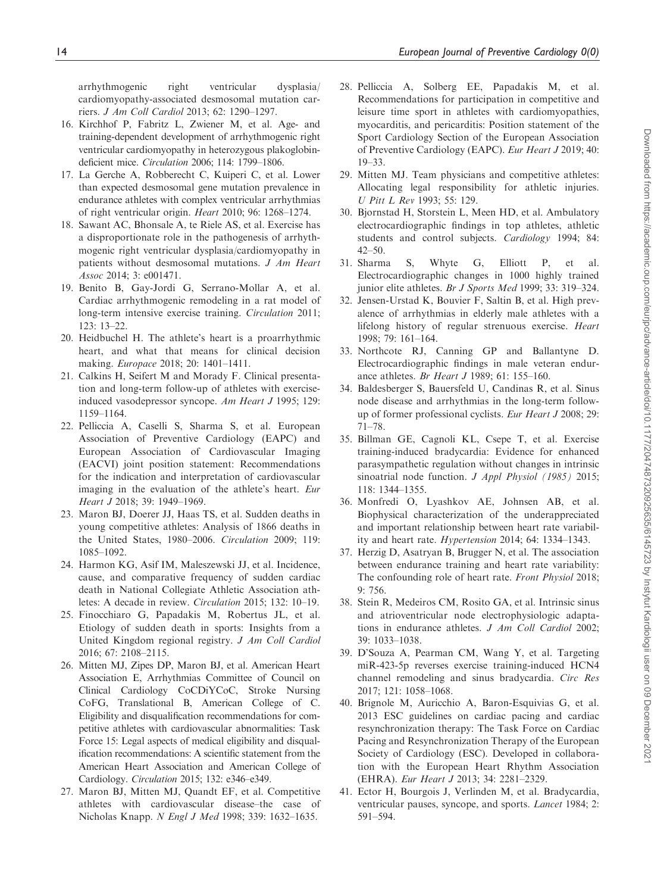arrhythmogenic right ventricular dysplasia/cardiomyopathy-associated desmosomal mutation carriers. *J Am Coll Cardiol* 2013; 62: 1290–1297.

16. Kirchhof P, Fabritz L, Zwiener M, et al. Age- and training-dependent development of arrhythmogenic right ventricular cardiomyopathy in heterozygous plakoglobin-deficient mice. *Circulation* 2006; 114: 1799–1806.
17. La Gerche A, Robberecht C, Kuiperi C, et al. Lower than expected desmosomal gene mutation prevalence in endurance athletes with complex ventricular arrhythmias of right ventricular origin. *Heart* 2010; 96: 1268–1274.
18. Sawant AC, Bhonsale A, te Riele AS, et al. Exercise has a disproportionate role in the pathogenesis of arrhythmogenic right ventricular dysplasia/cardiomyopathy in patients without desmosomal mutations. *J Am Heart Assoc* 2014; 3: e001471.
19. Benito B, Gay-Jordi G, Serrano-Mollar A, et al. Cardiac arrhythmogenic remodeling in a rat model of long-term intensive exercise training. *Circulation* 2011; 123: 13–22.
20. Heidbuchel H. The athlete's heart is a proarrhythmic heart, and what that means for clinical decision making. *Europace* 2018; 20: 1401–1411.
21. Calkins H, Seifert M and Morady F. Clinical presentation and long-term follow-up of athletes with exercise-induced vasodepressor syncope. *Am Heart J* 1995; 129: 1159–1164.
22. Pelliccia A, Caselli S, Sharma S, et al. European Association of Preventive Cardiology (EAPC) and European Association of Cardiovascular Imaging (EACVI) joint position statement: Recommendations for the indication and interpretation of cardiovascular imaging in the evaluation of the athlete's heart. *Eur Heart J* 2018; 39: 1949–1969.
23. Maron BJ, Doerer JJ, Haas TS, et al. Sudden deaths in young competitive athletes: Analysis of 1866 deaths in the United States, 1980–2006. *Circulation* 2009; 119: 1085–1092.
24. Harmon KG, Asif IM, Maleszewski JJ, et al. Incidence, cause, and comparative frequency of sudden cardiac death in National Collegiate Athletic Association athletes: A decade in review. *Circulation* 2015; 132: 10–19.
25. Finocchiaro G, Papadakis M, Robertus JL, et al. Etiology of sudden death in sports: Insights from a United Kingdom regional registry. *J Am Coll Cardiol* 2016; 67: 2108–2115.
26. Mitten MJ, Zipes DP, Maron BJ, et al. American Heart Association E, Arrhythmias Committee of Council on Clinical Cardiology CoCDiYCoC, Stroke Nursing CoFG, Translational B, American College of C. Eligibility and disqualification recommendations for competitive athletes with cardiovascular abnormalities: Task Force 15: Legal aspects of medical eligibility and disqualification recommendations: A scientific statement from the American Heart Association and American College of Cardiology. *Circulation* 2015; 132: e346–e349.
27. Maron BJ, Mitten MJ, Quandt EF, et al. Competitive athletes with cardiovascular disease–the case of Nicholas Knapp. *N Engl J Med* 1998; 339: 1632–1635.
28. Pelliccia A, Solberg EE, Papadakis M, et al. Recommendations for participation in competitive and leisure time sport in athletes with cardiomyopathies, myocarditis, and pericarditis: Position statement of the Sport Cardiology Section of the European Association of Preventive Cardiology (EAPC). *Eur Heart J* 2019; 40: 19–33.
29. Mitten MJ. Team physicians and competitive athletes: Allocating legal responsibility for athletic injuries. *U Pitt L Rev* 1993; 55: 129.
30. Bjornstad H, Storstein L, Meen HD, et al. Ambulatory electrocardiographic findings in top athletes, athletic students and control subjects. *Cardiology* 1994; 84: 42–50.
31. Sharma S, Whyte G, Elliott P, et al. Electrocardiographic changes in 1000 highly trained junior elite athletes. *Br J Sports Med* 1999; 33: 319–324.
32. Jensen-Urstad K, Bouvier F, Saltin B, et al. High prevalence of arrhythmias in elderly male athletes with a lifelong history of regular strenuous exercise. *Heart* 1998; 79: 161–164.
33. Northcote RJ, Canning GP and Ballantyne D. Electrocardiographic findings in male veteran endurance athletes. *Br Heart J* 1989; 61: 155–160.
34. Baldesberger S, Bauersfeld U, Candinas R, et al. Sinus node disease and arrhythmias in the long-term follow-up of former professional cyclists. *Eur Heart J* 2008; 29: 71–78.
35. Billman GE, Cagnoli KL, Csepe T, et al. Exercise training-induced bradycardia: Evidence for enhanced parasympathetic regulation without changes in intrinsic sinoatrial node function. *J Appl Physiol (1985)* 2015; 118: 1344–1355.
36. Monfredi O, Lyashkov AE, Johnsen AB, et al. Biophysical characterization of the underappreciated and important relationship between heart rate variability and heart rate. *Hypertension* 2014; 64: 1334–1343.
37. Herzig D, Asatryan B, Brugger N, et al. The association between endurance training and heart rate variability: The confounding role of heart rate. *Front Physiol* 2018; 9: 756.
38. Stein R, Medeiros CM, Rosito GA, et al. Intrinsic sinus and atrioventricular node electrophysiologic adaptations in endurance athletes. *J Am Coll Cardiol* 2002; 39: 1033–1038.
39. D'Souza A, Pearman CM, Wang Y, et al. Targeting miR-423-5p reverses exercise training-induced HCN4 channel remodeling and sinus bradycardia. *Circ Res* 2017; 121: 1058–1068.
40. Brignole M, Auricchio A, Baron-Esquivias G, et al. 2013 ESC guidelines on cardiac pacing and cardiac resynchronization therapy: The Task Force on Cardiac Pacing and Resynchronization Therapy of the European Society of Cardiology (ESC). Developed in collaboration with the European Heart Rhythm Association (EHRA). *Eur Heart J* 2013; 34: 2281–2329.
41. Ector H, Bourgois J, Verlinden M, et al. Bradycardia, ventricular pauses, syncope, and sports. *Lancet* 1984; 2: 591–594.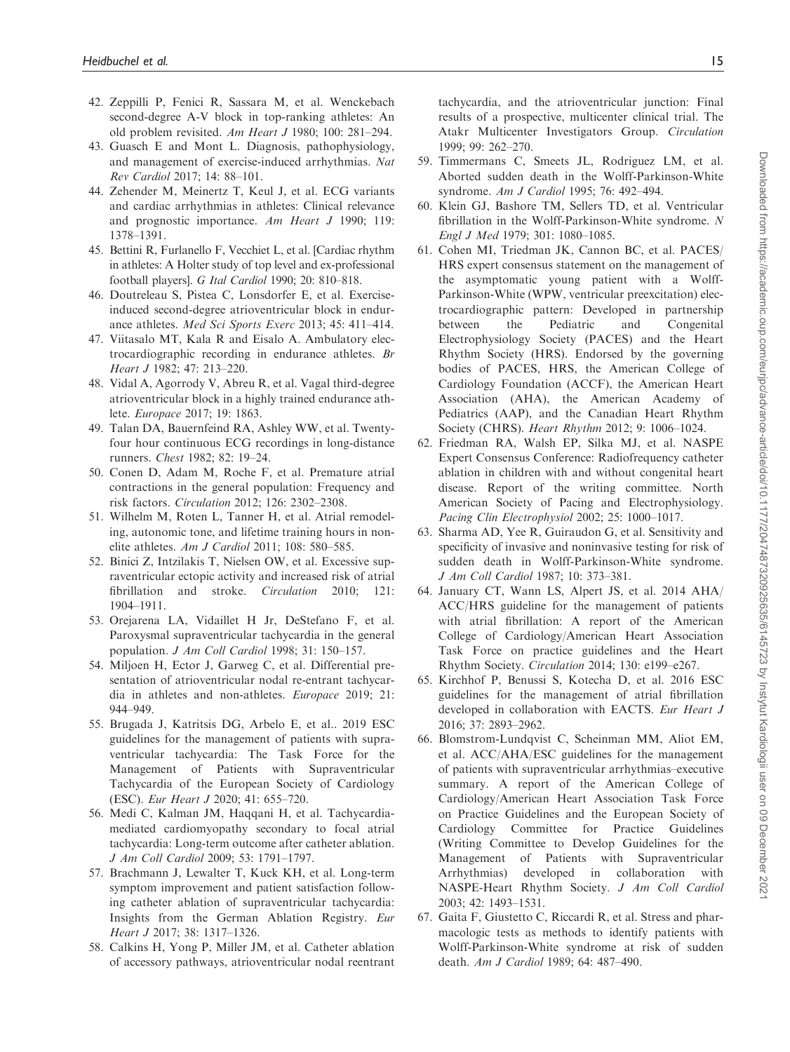42. Zeppilli P, Fenici R, Sassara M, et al. Wenckebach second-degree A-V block in top-ranking athletes: An old problem revisited. *Am Heart J* 1980; 100: 281–294.
43. Guasch E and Mont L. Diagnosis, pathophysiology, and management of exercise-induced arrhythmias. *Nat Rev Cardiol* 2017; 14: 88–101.
44. Zehender M, Meinertz T, Keul J, et al. ECG variants and cardiac arrhythmias in athletes: Clinical relevance and prognostic importance. *Am Heart J* 1990; 119: 1378–1391.
45. Bettini R, Furlanello F, Vecchiet L, et al. [Cardiac rhythm in athletes: A Holter study of top level and ex-professional football players]. *G Ital Cardiol* 1990; 20: 810–818.
46. Doutreleau S, Pistea C, Lonsdorfer E, et al. Exercise-induced second-degree atrioventricular block in endurance athletes. *Med Sci Sports Exerc* 2013; 45: 411–414.
47. Viitasalo MT, Kala R and Eisalo A. Ambulatory electrocardiographic recording in endurance athletes. *Br Heart J* 1982; 47: 213–220.
48. Vidal A, Agorrody V, Abreu R, et al. Vagal third-degree atrioventricular block in a highly trained endurance athlete. *Europace* 2017; 19: 1863.
49. Talan DA, Bauernfeind RA, Ashley WW, et al. Twenty-four hour continuous ECG recordings in long-distance runners. *Chest* 1982; 82: 19–24.
50. Conen D, Adam M, Roche F, et al. Premature atrial contractions in the general population: Frequency and risk factors. *Circulation* 2012; 126: 2302–2308.
51. Wilhelm M, Roten L, Tanner H, et al. Atrial remodeling, autonomic tone, and lifetime training hours in non-elite athletes. *Am J Cardiol* 2011; 108: 580–585.
52. Binici Z, Intzilakis T, Nielsen OW, et al. Excessive supraventricular ectopic activity and increased risk of atrial fibrillation and stroke. *Circulation* 2010; 121: 1904–1911.
53. Orejarena LA, Vidaillet H Jr, DeStefano F, et al. Paroxysmal supraventricular tachycardia in the general population. *J Am Coll Cardiol* 1998; 31: 150–157.
54. Miljoen H, Ector J, Garweg C, et al. Differential presentation of atrioventricular nodal re-entrant tachycardia in athletes and non-athletes. *Europace* 2019; 21: 944–949.
55. Brugada J, Katritsis DG, Arbelo E, et al.. 2019 ESC guidelines for the management of patients with supraventricular tachycardia: The Task Force for the Management of Patients with Supraventricular Tachycardia of the European Society of Cardiology (ESC). *Eur Heart J* 2020; 41: 655–720.
56. Medi C, Kalman JM, Haqqani H, et al. Tachycardia-mediated cardiomyopathy secondary to focal atrial tachycardia: Long-term outcome after catheter ablation. *J Am Coll Cardiol* 2009; 53: 1791–1797.
57. Brachmann J, Lewalter T, Kuck KH, et al. Long-term symptom improvement and patient satisfaction following catheter ablation of supraventricular tachycardia: Insights from the German Ablation Registry. *Eur Heart J* 2017; 38: 1317–1326.
58. Calkins H, Yong P, Miller JM, et al. Catheter ablation of accessory pathways, atrioventricular nodal reentrant tachycardia, and the atrioventricular junction: Final results of a prospective, multicenter clinical trial. The Atakr Multicenter Investigators Group. *Circulation* 1999; 99: 262–270.
59. Timmermans C, Smeets JL, Rodriguez LM, et al. Aborted sudden death in the Wolff-Parkinson-White syndrome. *Am J Cardiol* 1995; 76: 492–494.
60. Klein GJ, Bashore TM, Sellers TD, et al. Ventricular fibrillation in the Wolff-Parkinson-White syndrome. *N Engl J Med* 1979; 301: 1080–1085.
61. Cohen MI, Triedman JK, Cannon BC, et al. PACES/HRS expert consensus statement on the management of the asymptomatic young patient with a Wolff-Parkinson-White (WPW, ventricular preexcitation) electrocardiographic pattern: Developed in partnership between the Pediatric and Congenital Electrophysiology Society (PACES) and the Heart Rhythm Society (HRS). Endorsed by the governing bodies of PACES, HRS, the American College of Cardiology Foundation (ACCF), the American Heart Association (AHA), the American Academy of Pediatrics (AAP), and the Canadian Heart Rhythm Society (CHRS). *Heart Rhythm* 2012; 9: 1006–1024.
62. Friedman RA, Walsh EP, Silka MJ, et al. NASPE Expert Consensus Conference: Radiofrequency catheter ablation in children with and without congenital heart disease. Report of the writing committee. North American Society of Pacing and Electrophysiology. *Pacing Clin Electrophysiol* 2002; 25: 1000–1017.
63. Sharma AD, Yee R, Guiraudon G, et al. Sensitivity and specificity of invasive and noninvasive testing for risk of sudden death in Wolff-Parkinson-White syndrome. *J Am Coll Cardiol* 1987; 10: 373–381.
64. January CT, Wann LS, Alpert JS, et al. 2014 AHA/ACC/HRS guideline for the management of patients with atrial fibrillation: A report of the American College of Cardiology/American Heart Association Task Force on practice guidelines and the Heart Rhythm Society. *Circulation* 2014; 130: e199–e267.
65. Kirchhof P, Benussi S, Kotecha D, et al. 2016 ESC guidelines for the management of atrial fibrillation developed in collaboration with EACTS. *Eur Heart J* 2016; 37: 2893–2962.
66. Blomstrom-Lundqvist C, Scheinman MM, Aliot EM, et al. ACC/AHA/ESC guidelines for the management of patients with supraventricular arrhythmias–executive summary. A report of the American College of Cardiology/American Heart Association Task Force on Practice Guidelines and the European Society of Cardiology Committee for Practice Guidelines (Writing Committee to Develop Guidelines for the Management of Patients with Supraventricular Arrhythmias) developed in collaboration with NASPE-Heart Rhythm Society. *J Am Coll Cardiol* 2003; 42: 1493–1531.
67. Gaita F, Giustetto C, Riccardi R, et al. Stress and pharmacologic tests as methods to identify patients with Wolff-Parkinson-White syndrome at risk of sudden death. *Am J Cardiol* 1989; 64: 487–490.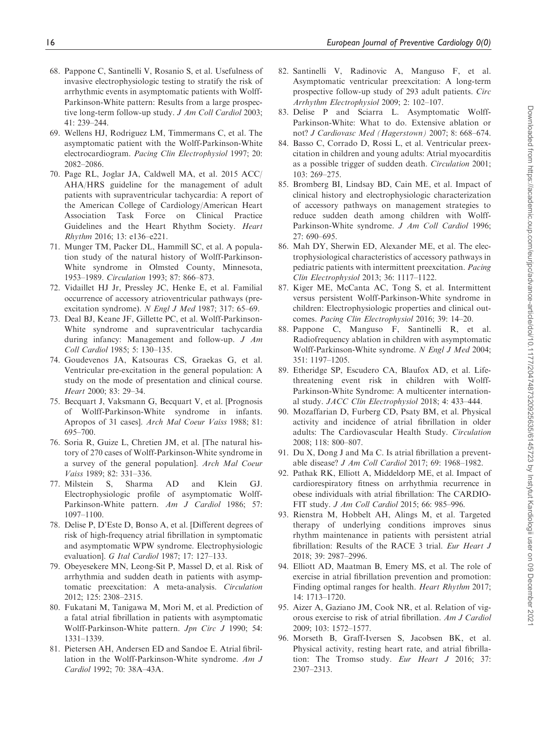68. Pappone C, Santinelli V, Rosanio S, et al. Usefulness of invasive electrophysiologic testing to stratify the risk of arrhythmic events in asymptomatic patients with Wolff-Parkinson-White pattern: Results from a large prospective long-term follow-up study. *J Am Coll Cardiol* 2003; 41: 239–244.
69. Wellens HJ, Rodriguez LM, Timmermans C, et al. The asymptomatic patient with the Wolff-Parkinson-White electrocardiogram. *Pacing Clin Electrophysiol* 1997; 20: 2082–2086.
70. Page RL, Joglar JA, Caldwell MA, et al. 2015 ACC/AHA/HRS guideline for the management of adult patients with supraventricular tachycardia: A report of the American College of Cardiology/American Heart Association Task Force on Clinical Practice Guidelines and the Heart Rhythm Society. *Heart Rhythm* 2016; 13: e136–e221.
71. Munger TM, Packer DL, Hammill SC, et al. A population study of the natural history of Wolff-Parkinson-White syndrome in Olmsted County, Minnesota, 1953–1989. *Circulation* 1993; 87: 866–873.
72. Vidaillet HJ Jr, Pressley JC, Henke E, et al. Familial occurrence of accessory atrioventricular pathways (preexcitation syndrome). *N Engl J Med* 1987; 317: 65–69.
73. Deal BJ, Keane JF, Gillette PC, et al. Wolff-Parkinson-White syndrome and supraventricular tachycardia during infancy: Management and follow-up. *J Am Coll Cardiol* 1985; 5: 130–135.
74. Goudevenos JA, Katsouras CS, Graekas G, et al. Ventricular pre-excitation in the general population: A study on the mode of presentation and clinical course. *Heart* 2000; 83: 29–34.
75. Becquart J, Vaksmann G, Becquart V, et al. [Prognosis of Wolff-Parkinson-White syndrome in infants. Apropos of 31 cases]. *Arch Mal Coeur Vaiss* 1988; 81: 695–700.
76. Soria R, Guize L, Chretien JM, et al. [The natural history of 270 cases of Wolff-Parkinson-White syndrome in a survey of the general population]. *Arch Mal Coeur Vaiss* 1989; 82: 331–336.
77. Milstein S, Sharma AD and Klein GJ. Electrophysiologic profile of asymptomatic Wolff-Parkinson-White pattern. *Am J Cardiol* 1986; 57: 1097–1100.
78. Delise P, D'Este D, Bonso A, et al. [Different degrees of risk of high-frequency atrial fibrillation in symptomatic and asymptomatic WPW syndrome. Electrophysiologic evaluation]. *G Ital Cardiol* 1987; 17: 127–133.
79. Obeyesekere MN, Leong-Sit P, Massel D, et al. Risk of arrhythmia and sudden death in patients with asymptomatic preexcitation: A meta-analysis. *Circulation* 2012; 125: 2308–2315.
80. Fukatani M, Tanigawa M, Mori M, et al. Prediction of a fatal atrial fibrillation in patients with asymptomatic Wolff-Parkinson-White pattern. *Jpn Circ J* 1990; 54: 1331–1339.
81. Pietersen AH, Andersen ED and Sandoe E. Atrial fibrillation in the Wolff-Parkinson-White syndrome. *Am J Cardiol* 1992; 70: 38A–43A.
82. Santinelli V, Radinovic A, Manguso F, et al. Asymptomatic ventricular preexcitation: A long-term prospective follow-up study of 293 adult patients. *Circ Arrhythm Electrophysiol* 2009; 2: 102–107.
83. Delise P and Sciarra L. Asymptomatic Wolff-Parkinson-White: What to do. Extensive ablation or not? *J Cardiovasc Med (Hagerstown)* 2007; 8: 668–674.
84. Basso C, Corrado D, Rossi L, et al. Ventricular preexcitation in children and young adults: Atrial myocarditis as a possible trigger of sudden death. *Circulation* 2001; 103: 269–275.
85. Bromberg BI, Lindsay BD, Cain ME, et al. Impact of clinical history and electrophysiologic characterization of accessory pathways on management strategies to reduce sudden death among children with Wolff-Parkinson-White syndrome. *J Am Coll Cardiol* 1996; 27: 690–695.
86. Mah DY, Sherwin ED, Alexander ME, et al. The electrophysiological characteristics of accessory pathways in pediatric patients with intermittent preexcitation. *Pacing Clin Electrophysiol* 2013; 36: 1117–1122.
87. Kiger ME, McCanta AC, Tong S, et al. Intermittent versus persistent Wolff-Parkinson-White syndrome in children: Electrophysiologic properties and clinical outcomes. *Pacing Clin Electrophysiol* 2016; 39: 14–20.
88. Pappone C, Manguso F, Santinelli R, et al. Radiofrequency ablation in children with asymptomatic Wolff-Parkinson-White syndrome. *N Engl J Med* 2004; 351: 1197–1205.
89. Etheridge SP, Escudero CA, Blaufox AD, et al. Life-threatening event risk in children with Wolff-Parkinson-White Syndrome: A multicenter international study. *JACC Clin Electrophysiol* 2018; 4: 433–444.
90. Mozaffarian D, Furberg CD, Psaty BM, et al. Physical activity and incidence of atrial fibrillation in older adults: The Cardiovascular Health Study. *Circulation* 2008; 118: 800–807.
91. Du X, Dong J and Ma C. Is atrial fibrillation a preventable disease? *J Am Coll Cardiol* 2017; 69: 1968–1982.
92. Pathak RK, Elliott A, Middeldorp ME, et al. Impact of cardiorespiratory fitness on arrhythmia recurrence in obese individuals with atrial fibrillation: The CARDIO-FIT study. *J Am Coll Cardiol* 2015; 66: 985–996.
93. Rienstra M, Hobbelt AH, Alings M, et al. Targeted therapy of underlying conditions improves sinus rhythm maintenance in patients with persistent atrial fibrillation: Results of the RACE 3 trial. *Eur Heart J* 2018; 39: 2987–2996.
94. Elliott AD, Maatman B, Emery MS, et al. The role of exercise in atrial fibrillation prevention and promotion: Finding optimal ranges for health. *Heart Rhythm* 2017; 14: 1713–1720.
95. Aizer A, Gaziano JM, Cook NR, et al. Relation of vigorous exercise to risk of atrial fibrillation. *Am J Cardiol* 2009; 103: 1572–1577.
96. Morseth B, Graff-Iversen S, Jacobsen BK, et al. Physical activity, resting heart rate, and atrial fibrillation: The Tromso study. *Eur Heart J* 2016; 37: 2307–2313.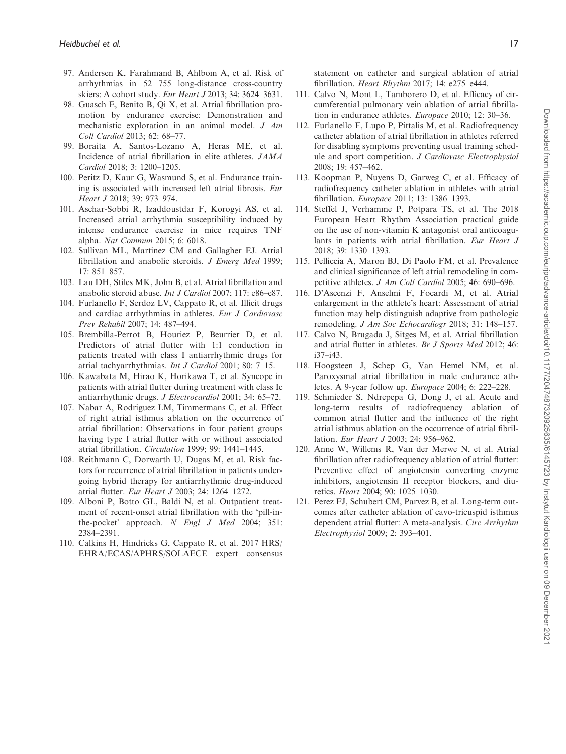97. Andersen K, Farahmand B, Ahlbom A, et al. Risk of arrhythmias in 52 755 long-distance cross-country skiers: A cohort study. *Eur Heart J* 2013; 34: 3624–3631.
98. Guasch E, Benito B, Qi X, et al. Atrial fibrillation promotion by endurance exercise: Demonstration and mechanistic exploration in an animal model. *J Am Coll Cardiol* 2013; 62: 68–77.
99. Boraita A, Santos-Lozano A, Heras ME, et al. Incidence of atrial fibrillation in elite athletes. *JAMA Cardiol* 2018; 3: 1200–1205.
100. Peritz D, Kaur G, Wasmund S, et al. Endurance training is associated with increased left atrial fibrosis. *Eur Heart J* 2018; 39: 973–974.
101. Aschar-Sobbi R, Izaddoustdar F, Korogyi AS, et al. Increased atrial arrhythmia susceptibility induced by intense endurance exercise in mice requires TNF alpha. *Nat Commun* 2015; 6: 6018.
102. Sullivan ML, Martinez CM and Gallagher EJ. Atrial fibrillation and anabolic steroids. *J Emerg Med* 1999; 17: 851–857.
103. Lau DH, Stiles MK, John B, et al. Atrial fibrillation and anabolic steroid abuse. *Int J Cardiol* 2007; 117: e86–e87.
104. Furlanello F, Serdoz LV, Cappato R, et al. Illicit drugs and cardiac arrhythmias in athletes. *Eur J Cardiovasc Prev Rehabil* 2007; 14: 487–494.
105. Brembilla-Perrot B, Houriez P, Beurrier D, et al. Predictors of atrial flutter with 1:1 conduction in patients treated with class I antiarrhythmic drugs for atrial tachyarrhythmias. *Int J Cardiol* 2001; 80: 7–15.
106. Kawabata M, Hirao K, Horikawa T, et al. Syncope in patients with atrial flutter during treatment with class Ic antiarrhythmic drugs. *J Electrocardiol* 2001; 34: 65–72.
107. Nabar A, Rodriguez LM, Timmermans C, et al. Effect of right atrial isthmus ablation on the occurrence of atrial fibrillation: Observations in four patient groups having type I atrial flutter with or without associated atrial fibrillation. *Circulation* 1999; 99: 1441–1445.
108. Reithmann C, Dorwarth U, Dugas M, et al. Risk factors for recurrence of atrial fibrillation in patients undergoing hybrid therapy for antiarrhythmic drug-induced atrial flutter. *Eur Heart J* 2003; 24: 1264–1272.
109. Alboni P, Botto GL, Baldi N, et al. Outpatient treatment of recent-onset atrial fibrillation with the 'pill-in-the-pocket' approach. *N Engl J Med* 2004; 351: 2384–2391.
110. Calkins H, Hindricks G, Cappato R, et al. 2017 HRS/EHRA/ECAS/APHRS/SOLAECE expert consensus statement on catheter and surgical ablation of atrial fibrillation. *Heart Rhythm* 2017; 14: e275–e444.
111. Calvo N, Mont L, Tamborero D, et al. Efficacy of circumferential pulmonary vein ablation of atrial fibrillation in endurance athletes. *Europace* 2010; 12: 30–36.
112. Furlanello F, Lupo P, Pittalis M, et al. Radiofrequency catheter ablation of atrial fibrillation in athletes referred for disabling symptoms preventing usual training schedule and sport competition. *J Cardiovasc Electrophysiol* 2008; 19: 457–462.
113. Koopman P, Nuyens D, Garweg C, et al. Efficacy of radiofrequency catheter ablation in athletes with atrial fibrillation. *Europace* 2011; 13: 1386–1393.
114. Steffel J, Verhamme P, Potpara TS, et al. The 2018 European Heart Rhythm Association practical guide on the use of non-vitamin K antagonist oral anticoagulants in patients with atrial fibrillation. *Eur Heart J* 2018; 39: 1330–1393.
115. Pelliccia A, Maron BJ, Di Paolo FM, et al. Prevalence and clinical significance of left atrial remodeling in competitive athletes. *J Am Coll Cardiol* 2005; 46: 690–696.
116. D'Ascenzi F, Anselmi F, Focardi M, et al. Atrial enlargement in the athlete's heart: Assessment of atrial function may help distinguish adaptive from pathologic remodeling. *J Am Soc Echocardiogr* 2018; 31: 148–157.
117. Calvo N, Brugada J, Sitges M, et al. Atrial fibrillation and atrial flutter in athletes. *Br J Sports Med* 2012; 46: i37–i43.
118. Hoogsteen J, Schep G, Van Hemel NM, et al. Paroxysmal atrial fibrillation in male endurance athletes. A 9-year follow up. *Europace* 2004; 6: 222–228.
119. Schmieder S, Ndrepepa G, Dong J, et al. Acute and long-term results of radiofrequency ablation of common atrial flutter and the influence of the right atrial isthmus ablation on the occurrence of atrial fibrillation. *Eur Heart J* 2003; 24: 956–962.
120. Anne W, Willems R, Van der Merwe N, et al. Atrial fibrillation after radiofrequency ablation of atrial flutter: Preventive effect of angiotensin converting enzyme inhibitors, angiotensin II receptor blockers, and diuretics. *Heart* 2004; 90: 1025–1030.
121. Perez FJ, Schubert CM, Parvez B, et al. Long-term outcomes after catheter ablation of cavo-tricuspid isthmus dependent atrial flutter: A meta-analysis. *Circ Arrhythm Electrophysiol* 2009; 2: 393–401.